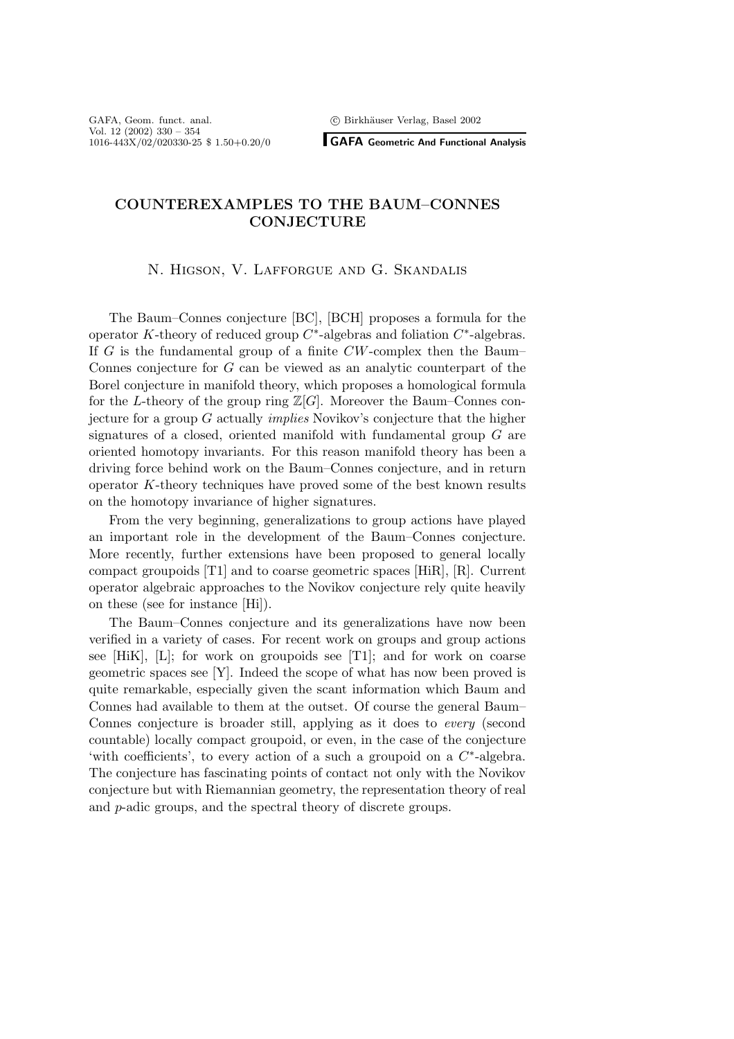# COUNTEREXAMPLES TO THE BAUM–CONNES CONJECTURE

N. Higson, V. Lafforgue and G. Skandalis

The Baum–Connes conjecture [BC], [BCH] proposes a formula for the operator $K$-theory of reduced group $C^*$-algebras and foliation $C^*$-algebras. If $G$ is the fundamental group of a finite $CW$-complex then the Baum–Connes conjecture for $G$ can be viewed as an analytic counterpart of the Borel conjecture in manifold theory, which proposes a homological formula for the $L$-theory of the group ring $\mathbb{Z}[G]$. Moreover the Baum–Connes conjecture for a group $G$ actually *implies* Novikov's conjecture that the higher signatures of a closed, oriented manifold with fundamental group $G$ are oriented homotopy invariants. For this reason manifold theory has been a driving force behind work on the Baum–Connes conjecture, and in return operator $K$-theory techniques have proved some of the best known results on the homotopy invariance of higher signatures.

From the very beginning, generalizations to group actions have played an important role in the development of the Baum–Connes conjecture. More recently, further extensions have been proposed to general locally compact groupoids [T1] and to coarse geometric spaces [HiR], [R]. Current operator algebraic approaches to the Novikov conjecture rely quite heavily on these (see for instance [Hi]).

The Baum–Connes conjecture and its generalizations have now been verified in a variety of cases. For recent work on groups and group actions see [HiK], [L]; for work on groupoids see [T1]; and for work on coarse geometric spaces see [Y]. Indeed the scope of what has now been proved is quite remarkable, especially given the scant information which Baum and Connes had available to them at the outset. Of course the general Baum–Connes conjecture is broader still, applying as it does to *every* (second countable) locally compact groupoid, or even, in the case of the conjecture 'with coefficients', to every action of a such a groupoid on a $C^*$-algebra. The conjecture has fascinating points of contact not only with the Novikov conjecture but with Riemannian geometry, the representation theory of real and $p$-adic groups, and the spectral theory of discrete groups.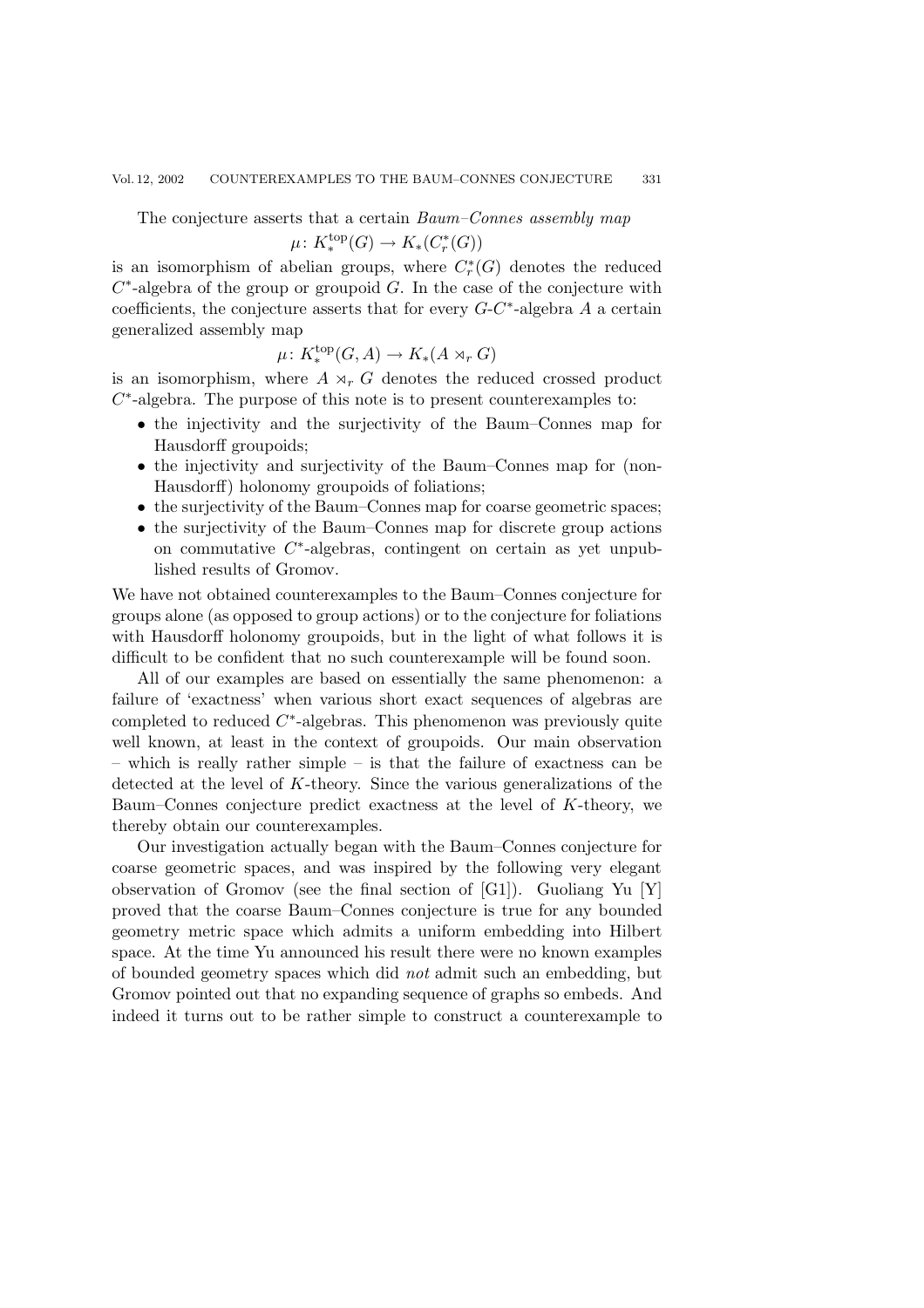The conjecture asserts that a certain *Baum–Connes assembly map*

$$\mu\colon K_*^{\mathrm{top}}(G) \to K_*(C_r^*(G))$$

is an isomorphism of abelian groups, where $C_r^*(G)$ denotes the reduced $C^*$-algebra of the group or groupoid $G$. In the case of the conjecture with coefficients, the conjecture asserts that for every $G$-$C^*$-algebra $A$ a certain generalized assembly map

$$\mu\colon K_*^{\mathrm{top}}(G, A) \to K_*(A \rtimes_r G)$$

is an isomorphism, where $A \rtimes_r G$ denotes the reduced crossed product $C^*$-algebra. The purpose of this note is to present counterexamples to:

- the injectivity and the surjectivity of the Baum–Connes map for Hausdorff groupoids;
- the injectivity and surjectivity of the Baum–Connes map for (non-Hausdorff) holonomy groupoids of foliations;
- the surjectivity of the Baum–Connes map for coarse geometric spaces;
- the surjectivity of the Baum–Connes map for discrete group actions on commutative $C^*$-algebras, contingent on certain as yet unpublished results of Gromov.

We have not obtained counterexamples to the Baum–Connes conjecture for groups alone (as opposed to group actions) or to the conjecture for foliations with Hausdorff holonomy groupoids, but in the light of what follows it is difficult to be confident that no such counterexample will be found soon.

All of our examples are based on essentially the same phenomenon: a failure of 'exactness' when various short exact sequences of algebras are completed to reduced $C^*$-algebras. This phenomenon was previously quite well known, at least in the context of groupoids. Our main observation – which is really rather simple – is that the failure of exactness can be detected at the level of $K$-theory. Since the various generalizations of the Baum–Connes conjecture predict exactness at the level of $K$-theory, we thereby obtain our counterexamples.

Our investigation actually began with the Baum–Connes conjecture for coarse geometric spaces, and was inspired by the following very elegant observation of Gromov (see the final section of [G1]). Guoliang Yu [Y] proved that the coarse Baum–Connes conjecture is true for any bounded geometry metric space which admits a uniform embedding into Hilbert space. At the time Yu announced his result there were no known examples of bounded geometry spaces which did *not* admit such an embedding, but Gromov pointed out that no expanding sequence of graphs so embeds. And indeed it turns out to be rather simple to construct a counterexample to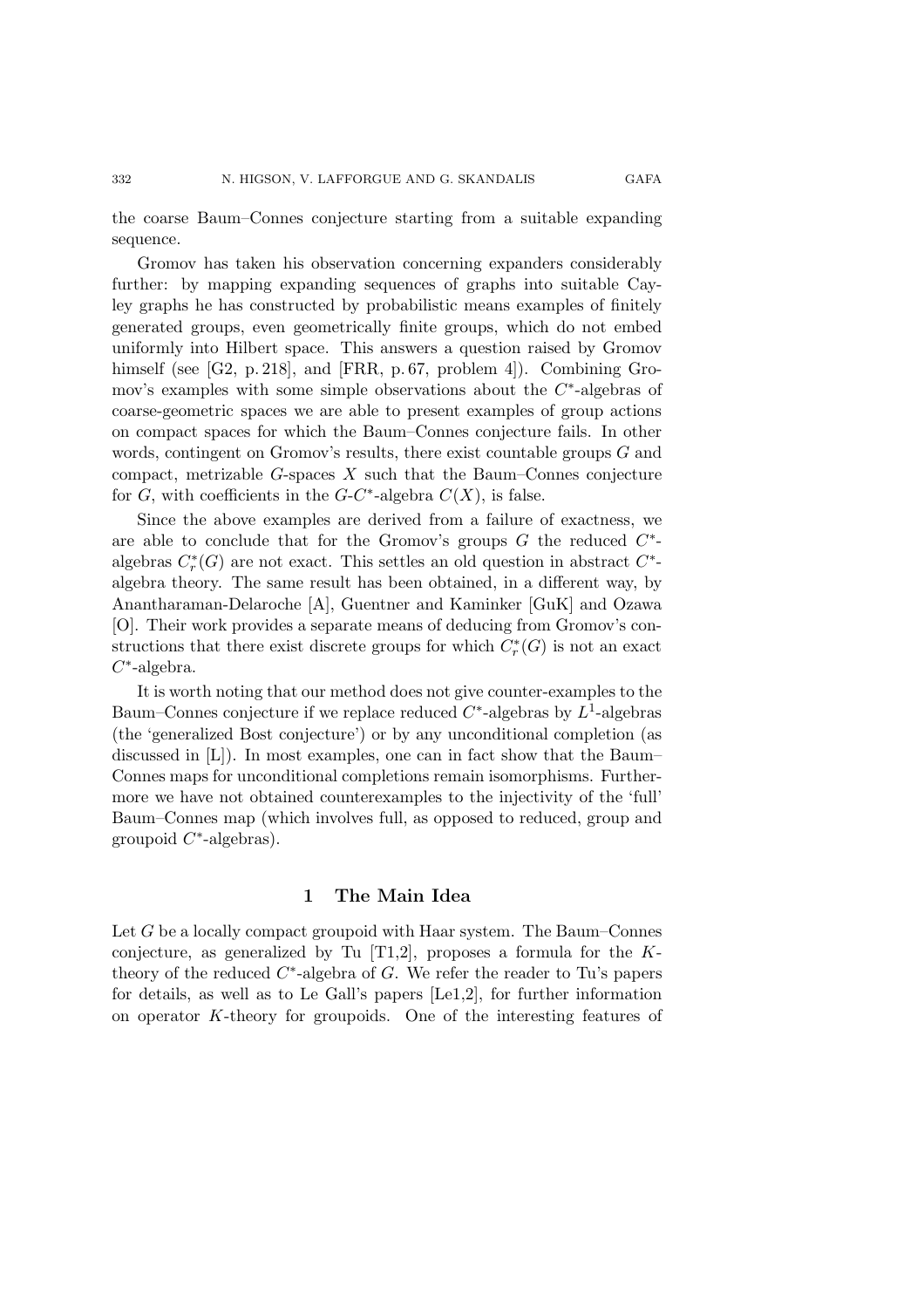the coarse Baum–Connes conjecture starting from a suitable expanding sequence.

Gromov has taken his observation concerning expanders considerably further: by mapping expanding sequences of graphs into suitable Cayley graphs he has constructed by probabilistic means examples of finitely generated groups, even geometrically finite groups, which do not embed uniformly into Hilbert space. This answers a question raised by Gromov himself (see [G2, p. 218], and [FRR, p. 67, problem 4]). Combining Gromov's examples with some simple observations about the $C^*$-algebras of coarse-geometric spaces we are able to present examples of group actions on compact spaces for which the Baum–Connes conjecture fails. In other words, contingent on Gromov's results, there exist countable groups $G$ and compact, metrizable $G$-spaces $X$ such that the Baum–Connes conjecture for $G$, with coefficients in the $G$-$C^*$-algebra $C(X)$, is false.

Since the above examples are derived from a failure of exactness, we are able to conclude that for the Gromov's groups $G$ the reduced $C^*$-algebras $C^*_r(G)$ are not exact. This settles an old question in abstract $C^*$-algebra theory. The same result has been obtained, in a different way, by Anantharaman-Delaroche [A], Guentner and Kaminker [GuK] and Ozawa [O]. Their work provides a separate means of deducing from Gromov's constructions that there exist discrete groups for which $C^*_r(G)$ is not an exact $C^*$-algebra.

It is worth noting that our method does not give counter-examples to the Baum–Connes conjecture if we replace reduced $C^*$-algebras by $L^1$-algebras (the 'generalized Bost conjecture') or by any unconditional completion (as discussed in [L]). In most examples, one can in fact show that the Baum–Connes maps for unconditional completions remain isomorphisms. Furthermore we have not obtained counterexamples to the injectivity of the 'full' Baum–Connes map (which involves full, as opposed to reduced, group and groupoid $C^*$-algebras).

## 1 The Main Idea

Let $G$ be a locally compact groupoid with Haar system. The Baum–Connes conjecture, as generalized by Tu [T1,2], proposes a formula for the $K$-theory of the reduced $C^*$-algebra of $G$. We refer the reader to Tu's papers for details, as well as to Le Gall's papers [Le1,2], for further information on operator $K$-theory for groupoids. One of the interesting features of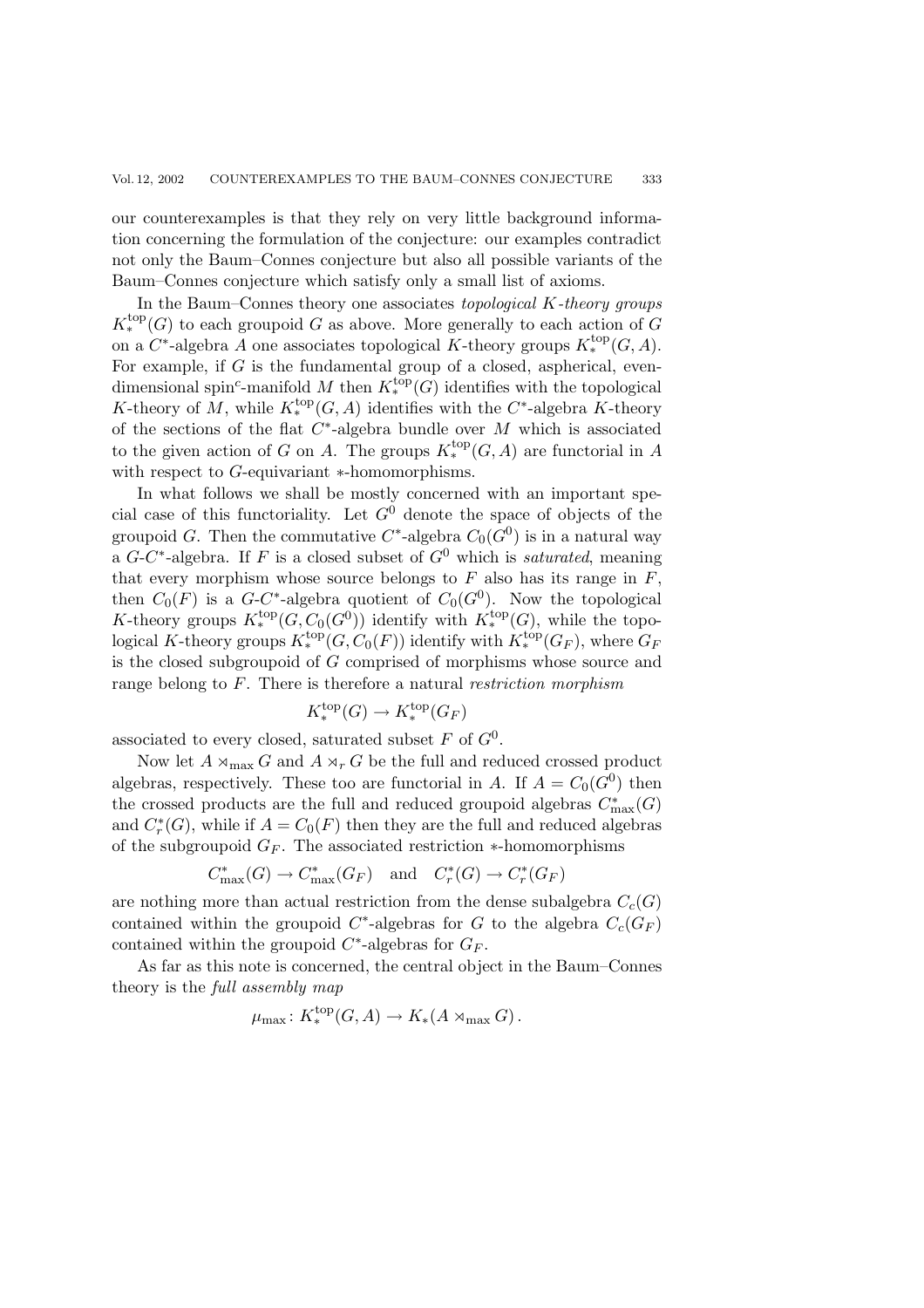our counterexamples is that they rely on very little background information concerning the formulation of the conjecture: our examples contradict not only the Baum–Connes conjecture but also all possible variants of the Baum–Connes conjecture which satisfy only a small list of axioms.

In the Baum–Connes theory one associates *topological K-theory groups* $K_*^{\mathrm{top}}(G)$ to each groupoid $G$ as above. More generally to each action of $G$ on a $C^*$-algebra $A$ one associates topological $K$-theory groups $K_*^{\mathrm{top}}(G, A)$. For example, if $G$ is the fundamental group of a closed, aspherical, even-dimensional spin$^c$-manifold $M$ then $K_*^{\mathrm{top}}(G)$ identifies with the topological $K$-theory of $M$, while $K_*^{\mathrm{top}}(G, A)$ identifies with the $C^*$-algebra $K$-theory of the sections of the flat $C^*$-algebra bundle over $M$ which is associated to the given action of $G$ on $A$. The groups $K_*^{\mathrm{top}}(G, A)$ are functorial in $A$ with respect to $G$-equivariant $*$-homomorphisms.

In what follows we shall be mostly concerned with an important special case of this functoriality. Let $G^0$ denote the space of objects of the groupoid $G$. Then the commutative $C^*$-algebra $C_0(G^0)$ is in a natural way a $G$-$C^*$-algebra. If $F$ is a closed subset of $G^0$ which is *saturated*, meaning that every morphism whose source belongs to $F$ also has its range in $F$, then $C_0(F)$ is a $G$-$C^*$-algebra quotient of $C_0(G^0)$. Now the topological $K$-theory groups $K_*^{\mathrm{top}}(G, C_0(G^0))$ identify with $K_*^{\mathrm{top}}(G)$, while the topological $K$-theory groups $K_*^{\mathrm{top}}(G, C_0(F))$ identify with $K_*^{\mathrm{top}}(G_F)$, where $G_F$ is the closed subgroupoid of $G$ comprised of morphisms whose source and range belong to $F$. There is therefore a natural *restriction morphism*

$$K_*^{\mathrm{top}}(G) \to K_*^{\mathrm{top}}(G_F)$$

associated to every closed, saturated subset $F$ of $G^0$.

Now let $A \rtimes_{\max} G$ and $A \rtimes_r G$ be the full and reduced crossed product algebras, respectively. These too are functorial in $A$. If $A = C_0(G^0)$ then the crossed products are the full and reduced groupoid algebras $C^*_{\max}(G)$ and $C^*_r(G)$, while if $A = C_0(F)$ then they are the full and reduced algebras of the subgroupoid $G_F$. The associated restriction $*$-homomorphisms

$$C^*_{\max}(G) \to C^*_{\max}(G_F) \quad \text{and} \quad C^*_r(G) \to C^*_r(G_F)$$

are nothing more than actual restriction from the dense subalgebra $C_c(G)$ contained within the groupoid $C^*$-algebras for $G$ to the algebra $C_c(G_F)$ contained within the groupoid $C^*$-algebras for $G_F$.

As far as this note is concerned, the central object in the Baum–Connes theory is the *full assembly map*

$$\mu_{\max} \colon K_*^{\mathrm{top}}(G, A) \to K_*(A \rtimes_{\max} G) \, .$$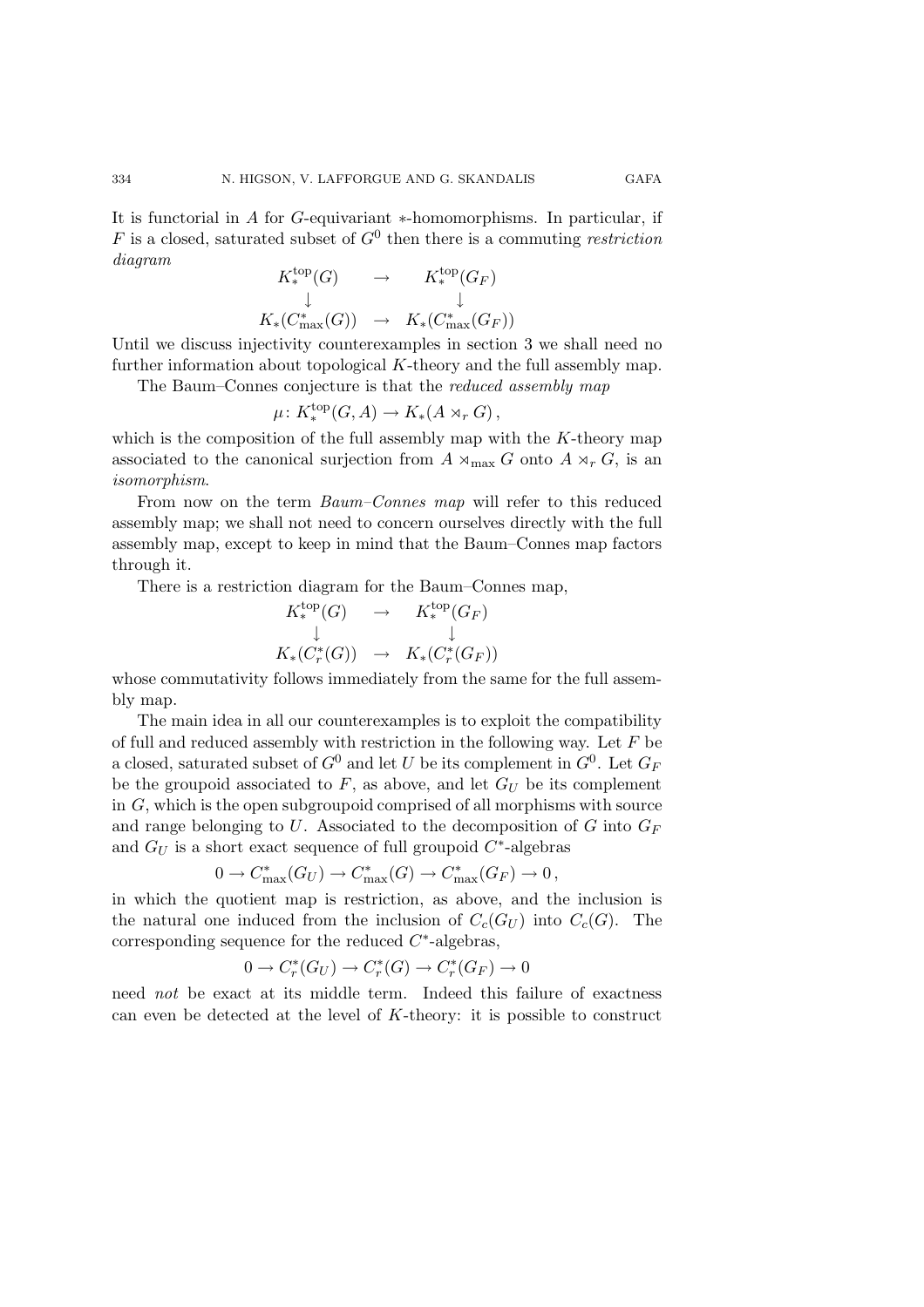It is functorial in $A$ for $G$-equivariant $*$-homomorphisms. In particular, if $F$ is a closed, saturated subset of $G^0$ then there is a commuting *restriction diagram*

$$\begin{array}{ccc} K_*^{\mathrm{top}}(G) & \to & K_*^{\mathrm{top}}(G_F) \\ \downarrow & & \downarrow \\ K_*(C^*_{\max}(G)) & \to & K_*(C^*_{\max}(G_F)) \end{array}$$

Until we discuss injectivity counterexamples in section 3 we shall need no further information about topological $K$-theory and the full assembly map.

The Baum–Connes conjecture is that the *reduced assembly map*

$$\mu\colon K_*^{\mathrm{top}}(G,A) \to K_*(A \rtimes_r G)\,,$$

which is the composition of the full assembly map with the $K$-theory map associated to the canonical surjection from $A \rtimes_{\max} G$ onto $A \rtimes_r G$, is an *isomorphism*.

From now on the term *Baum–Connes map* will refer to this reduced assembly map; we shall not need to concern ourselves directly with the full assembly map, except to keep in mind that the Baum–Connes map factors through it.

There is a restriction diagram for the Baum–Connes map,

$$\begin{array}{ccc} K_*^{\mathrm{top}}(G) & \to & K_*^{\mathrm{top}}(G_F) \\ \downarrow & & \downarrow \\ K_*(C^*_r(G)) & \to & K_*(C^*_r(G_F)) \end{array}$$

whose commutativity follows immediately from the same for the full assembly map.

The main idea in all our counterexamples is to exploit the compatibility of full and reduced assembly with restriction in the following way. Let $F$ be a closed, saturated subset of $G^0$ and let $U$ be its complement in $G^0$. Let $G_F$ be the groupoid associated to $F$, as above, and let $G_U$ be its complement in $G$, which is the open subgroupoid comprised of all morphisms with source and range belonging to $U$. Associated to the decomposition of $G$ into $G_F$ and $G_U$ is a short exact sequence of full groupoid $C^*$-algebras

$$0 \to C^*_{\max}(G_U) \to C^*_{\max}(G) \to C^*_{\max}(G_F) \to 0\,,$$

in which the quotient map is restriction, as above, and the inclusion is the natural one induced from the inclusion of $C_c(G_U)$ into $C_c(G)$. The corresponding sequence for the reduced $C^*$-algebras,

$$0 \to C^*_r(G_U) \to C^*_r(G) \to C^*_r(G_F) \to 0$$

need *not* be exact at its middle term. Indeed this failure of exactness can even be detected at the level of $K$-theory: it is possible to construct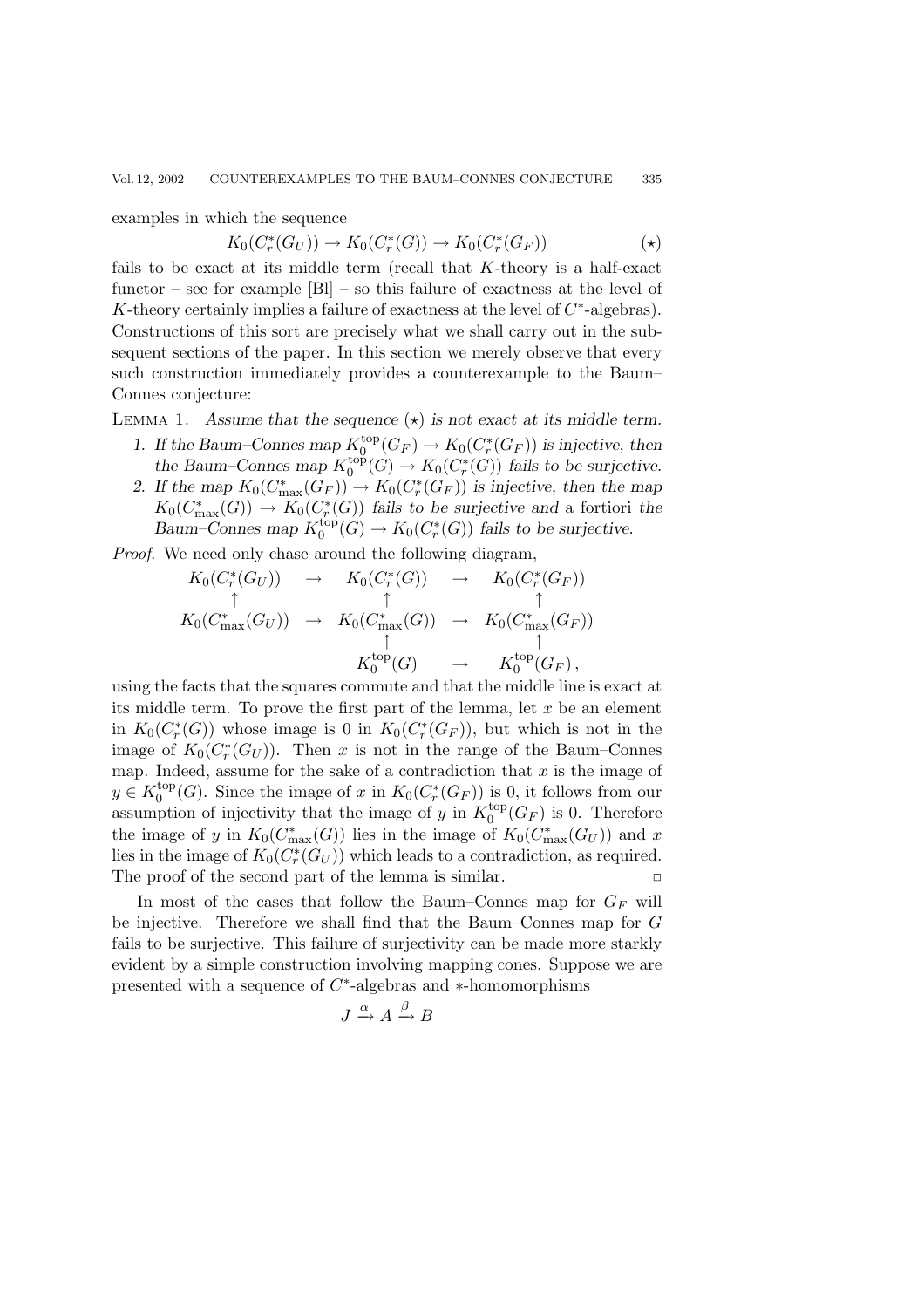examples in which the sequence

$$K_0(C_r^*(G_U)) \to K_0(C_r^*(G)) \to K_0(C_r^*(G_F)) \qquad (\star)$$

fails to be exact at its middle term (recall that $K$-theory is a half-exact functor – see for example [Bl] – so this failure of exactness at the level of $K$-theory certainly implies a failure of exactness at the level of $C^*$-algebras). Constructions of this sort are precisely what we shall carry out in the subsequent sections of the paper. In this section we merely observe that every such construction immediately provides a counterexample to the Baum–Connes conjecture:

**Lemma 1.** *Assume that the sequence $(\star)$ is not exact at its middle term.*

1. *If the Baum–Connes map $K_0^{\mathrm{top}}(G_F) \to K_0(C_r^*(G_F))$ is injective, then the Baum–Connes map $K_0^{\mathrm{top}}(G) \to K_0(C_r^*(G))$ fails to be surjective.*
2. *If the map $K_0(C_{\max}^*(G_F)) \to K_0(C_r^*(G_F))$ is injective, then the map $K_0(C_{\max}^*(G)) \to K_0(C_r^*(G))$ fails to be surjective and* a fortiori *the Baum–Connes map $K_0^{\mathrm{top}}(G) \to K_0(C_r^*(G))$ fails to be surjective.*

*Proof.* We need only chase around the following diagram,

$$\begin{array}{ccccc}
K_0(C_r^*(G_U)) & \to & K_0(C_r^*(G)) & \to & K_0(C_r^*(G_F)) \\
\uparrow & & \uparrow & & \uparrow \\
K_0(C_{\max}^*(G_U)) & \to & K_0(C_{\max}^*(G)) & \to & K_0(C_{\max}^*(G_F)) \\
 & & \uparrow & & \uparrow \\
 & & K_0^{\mathrm{top}}(G) & \to & K_0^{\mathrm{top}}(G_F)\,,
\end{array}$$

using the facts that the squares commute and that the middle line is exact at its middle term. To prove the first part of the lemma, let $x$ be an element in $K_0(C_r^*(G))$ whose image is 0 in $K_0(C_r^*(G_F))$, but which is not in the image of $K_0(C_r^*(G_U))$. Then $x$ is not in the range of the Baum–Connes map. Indeed, assume for the sake of a contradiction that $x$ is the image of $y \in K_0^{\mathrm{top}}(G)$. Since the image of $x$ in $K_0(C_r^*(G_F))$ is 0, it follows from our assumption of injectivity that the image of $y$ in $K_0^{\mathrm{top}}(G_F)$ is 0. Therefore the image of $y$ in $K_0(C_{\max}^*(G))$ lies in the image of $K_0(C_{\max}^*(G_U))$ and $x$ lies in the image of $K_0(C_r^*(G_U))$ which leads to a contradiction, as required. The proof of the second part of the lemma is similar. ◻

In most of the cases that follow the Baum–Connes map for $G_F$ will be injective. Therefore we shall find that the Baum–Connes map for $G$ fails to be surjective. This failure of surjectivity can be made more starkly evident by a simple construction involving mapping cones. Suppose we are presented with a sequence of $C^*$-algebras and $*$-homomorphisms

$$J \xrightarrow{\alpha} A \xrightarrow{\beta} B$$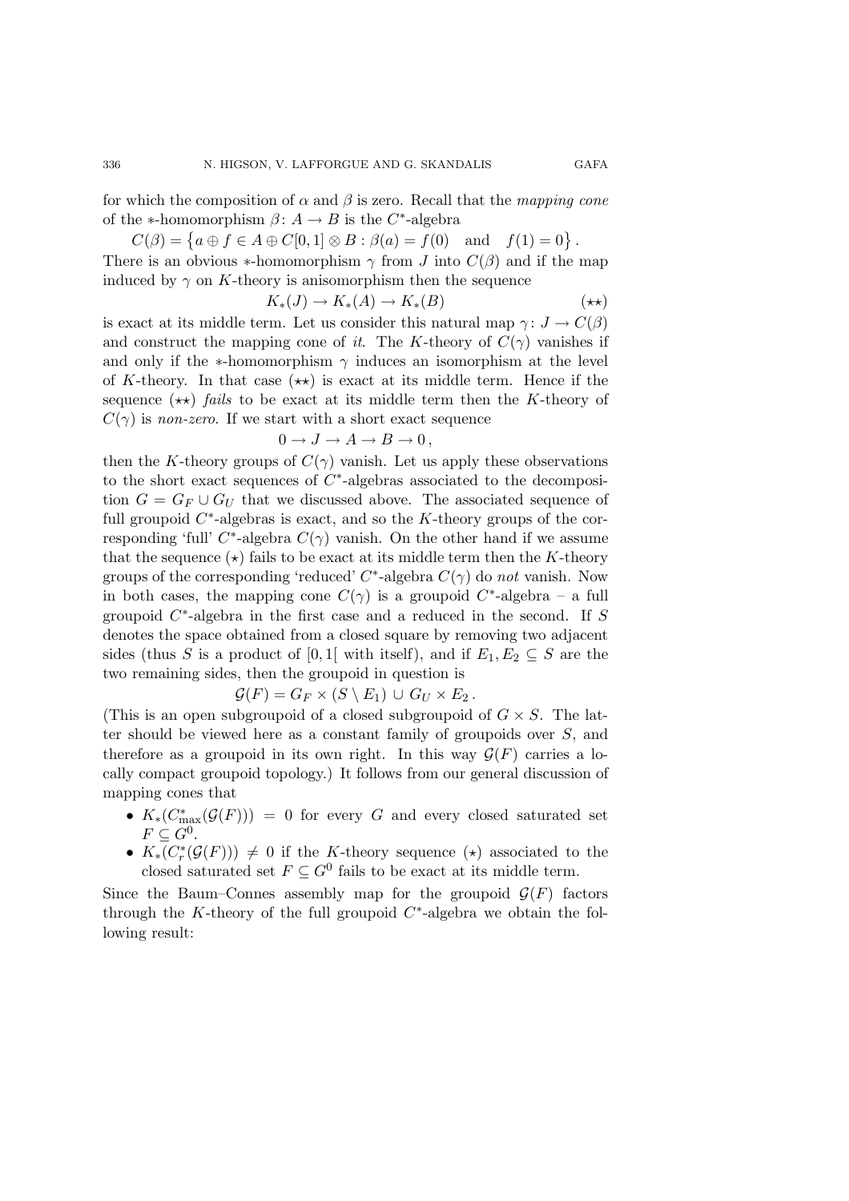for which the composition of $\alpha$ and $\beta$ is zero. Recall that the *mapping cone* of the $*$-homomorphism $\beta\colon A \to B$ is the $C^*$-algebra

$$C(\beta) = \left\{ a \oplus f \in A \oplus C[0,1] \otimes B : \beta(a) = f(0) \quad \text{and} \quad f(1) = 0 \right\}.$$

There is an obvious $*$-homomorphism $\gamma$ from $J$ into $C(\beta)$ and if the map induced by $\gamma$ on $K$-theory is anisomorphism then the sequence

$$K_*(J) \to K_*(A) \to K_*(B) \qquad (\star\star)$$

is exact at its middle term. Let us consider this natural map $\gamma\colon J \to C(\beta)$ and construct the mapping cone of *it*. The $K$-theory of $C(\gamma)$ vanishes if and only if the $*$-homomorphism $\gamma$ induces an isomorphism at the level of $K$-theory. In that case $(\star\star)$ is exact at its middle term. Hence if the sequence $(\star\star)$ *fails* to be exact at its middle term then the $K$-theory of $C(\gamma)$ is *non-zero*. If we start with a short exact sequence

$$0 \to J \to A \to B \to 0\,,$$

then the $K$-theory groups of $C(\gamma)$ vanish. Let us apply these observations to the short exact sequences of $C^*$-algebras associated to the decomposition $G = G_F \cup G_U$ that we discussed above. The associated sequence of full groupoid $C^*$-algebras is exact, and so the $K$-theory groups of the corresponding 'full' $C^*$-algebra $C(\gamma)$ vanish. On the other hand if we assume that the sequence $(\star)$ fails to be exact at its middle term then the $K$-theory groups of the corresponding 'reduced' $C^*$-algebra $C(\gamma)$ do *not* vanish. Now in both cases, the mapping cone $C(\gamma)$ is a groupoid $C^*$-algebra – a full groupoid $C^*$-algebra in the first case and a reduced in the second. If $S$ denotes the space obtained from a closed square by removing two adjacent sides (thus $S$ is a product of $[0,1[$ with itself), and if $E_1, E_2 \subseteq S$ are the two remaining sides, then the groupoid in question is

$$\mathcal{G}(F) = G_F \times (S \setminus E_1) \cup G_U \times E_2\,.$$

(This is an open subgroupoid of a closed subgroupoid of $G \times S$. The latter should be viewed here as a constant family of groupoids over $S$, and therefore as a groupoid in its own right. In this way $\mathcal{G}(F)$ carries a locally compact groupoid topology.) It follows from our general discussion of mapping cones that

- $K_*(C^*_{\max}(\mathcal{G}(F))) = 0$ for every $G$ and every closed saturated set $F \subseteq G^0$.
- $K_*(C^*_r(\mathcal{G}(F))) \neq 0$ if the $K$-theory sequence $(\star)$ associated to the closed saturated set $F \subseteq G^0$ fails to be exact at its middle term.

Since the Baum–Connes assembly map for the groupoid $\mathcal{G}(F)$ factors through the $K$-theory of the full groupoid $C^*$-algebra we obtain the following result: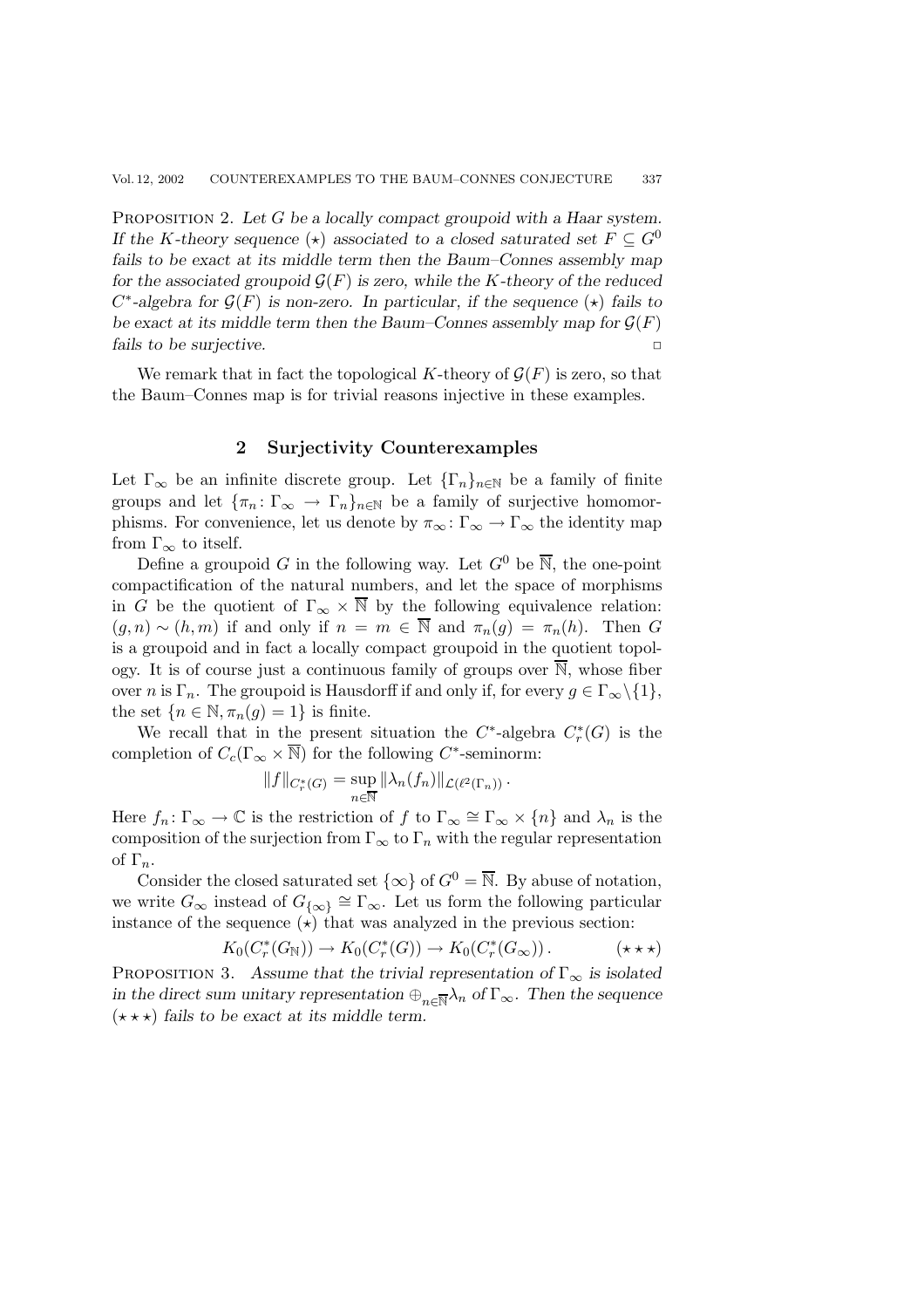PROPOSITION 2. *Let $G$ be a locally compact groupoid with a Haar system. If the $K$-theory sequence $(\star)$ associated to a closed saturated set $F \subseteq G^0$ fails to be exact at its middle term then the Baum–Connes assembly map for the associated groupoid $\mathcal{G}(F)$ is zero, while the $K$-theory of the reduced $C^*$-algebra for $\mathcal{G}(F)$ is non-zero. In particular, if the sequence $(\star)$ fails to be exact at its middle term then the Baum–Connes assembly map for $\mathcal{G}(F)$ fails to be surjective.* □

We remark that in fact the topological $K$-theory of $\mathcal{G}(F)$ is zero, so that the Baum–Connes map is for trivial reasons injective in these examples.

## 2 Surjectivity Counterexamples

Let $\Gamma_\infty$ be an infinite discrete group. Let $\{\Gamma_n\}_{n\in\mathbb{N}}$ be a family of finite groups and let $\{\pi_n\colon \Gamma_\infty \to \Gamma_n\}_{n\in\mathbb{N}}$ be a family of surjective homomorphisms. For convenience, let us denote by $\pi_\infty\colon \Gamma_\infty \to \Gamma_\infty$ the identity map from $\Gamma_\infty$ to itself.

Define a groupoid $G$ in the following way. Let $G^0$ be $\overline{\mathbb{N}}$, the one-point compactification of the natural numbers, and let the space of morphisms in $G$ be the quotient of $\Gamma_\infty \times \overline{\mathbb{N}}$ by the following equivalence relation: $(g, n) \sim (h, m)$ if and only if $n = m \in \overline{\mathbb{N}}$ and $\pi_n(g) = \pi_n(h)$. Then $G$ is a groupoid and in fact a locally compact groupoid in the quotient topology. It is of course just a continuous family of groups over $\overline{\mathbb{N}}$, whose fiber over $n$ is $\Gamma_n$. The groupoid is Hausdorff if and only if, for every $g \in \Gamma_\infty \setminus \{1\}$, the set $\{n \in \mathbb{N}, \pi_n(g) = 1\}$ is finite.

We recall that in the present situation the $C^*$-algebra $C^*_r(G)$ is the completion of $C_c(\Gamma_\infty \times \overline{\mathbb{N}})$ for the following $C^*$-seminorm:

$$\|f\|_{C^*_r(G)} = \sup_{n\in\overline{\mathbb{N}}} \|\lambda_n(f_n)\|_{\mathcal{L}(\ell^2(\Gamma_n))}.$$

Here $f_n\colon \Gamma_\infty \to \mathbb{C}$ is the restriction of $f$ to $\Gamma_\infty \cong \Gamma_\infty \times \{n\}$ and $\lambda_n$ is the composition of the surjection from $\Gamma_\infty$ to $\Gamma_n$ with the regular representation of $\Gamma_n$.

Consider the closed saturated set $\{\infty\}$ of $G^0 = \overline{\mathbb{N}}$. By abuse of notation, we write $G_\infty$ instead of $G_{\{\infty\}} \cong \Gamma_\infty$. Let us form the following particular instance of the sequence $(\star)$ that was analyzed in the previous section:

$$K_0(C^*_r(G_{\mathbb{N}})) \to K_0(C^*_r(G)) \to K_0(C^*_r(G_\infty)). \qquad (\star\star\star)$$

PROPOSITION 3. *Assume that the trivial representation of $\Gamma_\infty$ is isolated in the direct sum unitary representation $\oplus_{n\in\overline{\mathbb{N}}}\lambda_n$ of $\Gamma_\infty$. Then the sequence $(\star\star\star)$ fails to be exact at its middle term.*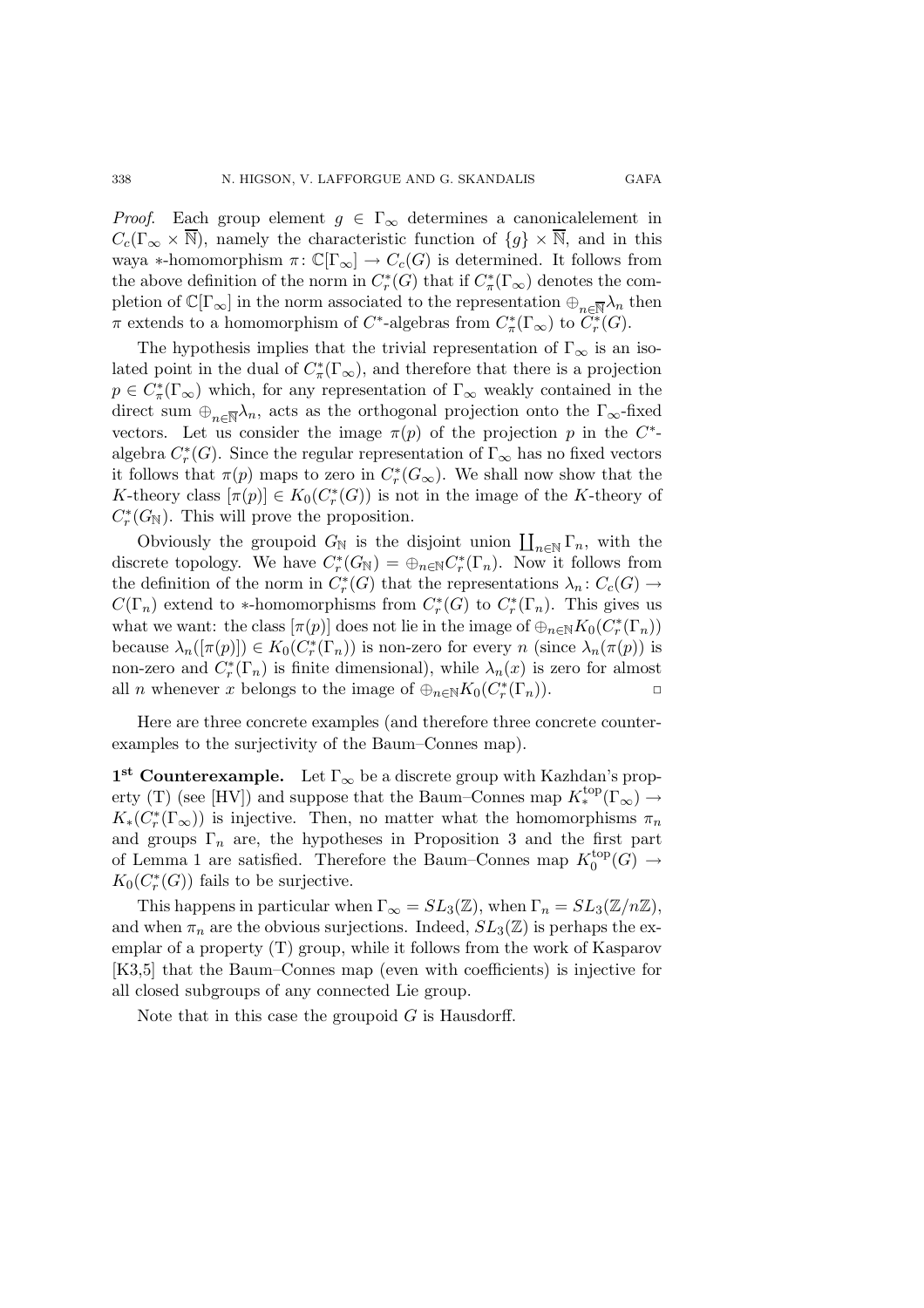*Proof.* Each group element $g \in \Gamma_\infty$ determines a canonicalelement in $C_c(\Gamma_\infty \times \overline{\mathbb{N}})$, namely the characteristic function of $\{g\} \times \overline{\mathbb{N}}$, and in this waya $*$-homomorphism $\pi\colon \mathbb{C}[\Gamma_\infty] \to C_c(G)$ is determined. It follows from the above definition of the norm in $C_r^*(G)$ that if $C_\pi^*(\Gamma_\infty)$ denotes the completion of $\mathbb{C}[\Gamma_\infty]$ in the norm associated to the representation $\oplus_{n\in\overline{\mathbb{N}}}\lambda_n$ then $\pi$ extends to a homomorphism of $C^*$-algebras from $C_\pi^*(\Gamma_\infty)$ to $C_r^*(G)$.

The hypothesis implies that the trivial representation of $\Gamma_\infty$ is an isolated point in the dual of $C_\pi^*(\Gamma_\infty)$, and therefore that there is a projection $p \in C_\pi^*(\Gamma_\infty)$ which, for any representation of $\Gamma_\infty$ weakly contained in the direct sum $\oplus_{n\in\overline{\mathbb{N}}}\lambda_n$, acts as the orthogonal projection onto the $\Gamma_\infty$-fixed vectors. Let us consider the image $\pi(p)$ of the projection $p$ in the $C^*$-algebra $C_r^*(G)$. Since the regular representation of $\Gamma_\infty$ has no fixed vectors it follows that $\pi(p)$ maps to zero in $C_r^*(G_\infty)$. We shall now show that the $K$-theory class $[\pi(p)] \in K_0(C_r^*(G))$ is not in the image of the $K$-theory of $C_r^*(G_\mathbb{N})$. This will prove the proposition.

Obviously the groupoid $G_\mathbb{N}$ is the disjoint union $\coprod_{n\in\mathbb{N}}\Gamma_n$, with the discrete topology. We have $C_r^*(G_\mathbb{N}) = \oplus_{n\in\mathbb{N}}C_r^*(\Gamma_n)$. Now it follows from the definition of the norm in $C_r^*(G)$ that the representations $\lambda_n\colon C_c(G) \to C(\Gamma_n)$ extend to $*$-homomorphisms from $C_r^*(G)$ to $C_r^*(\Gamma_n)$. This gives us what we want: the class $[\pi(p)]$ does not lie in the image of $\oplus_{n\in\mathbb{N}}K_0(C_r^*(\Gamma_n))$ because $\lambda_n([\pi(p)]) \in K_0(C_r^*(\Gamma_n))$ is non-zero for every $n$ (since $\lambda_n(\pi(p))$ is non-zero and $C_r^*(\Gamma_n)$ is finite dimensional), while $\lambda_n(x)$ is zero for almost all $n$ whenever $x$ belongs to the image of $\oplus_{n\in\mathbb{N}}K_0(C_r^*(\Gamma_n))$. ◻

Here are three concrete examples (and therefore three concrete counterexamples to the surjectivity of the Baum–Connes map).

**1st Counterexample.** Let $\Gamma_\infty$ be a discrete group with Kazhdan's property (T) (see [HV]) and suppose that the Baum–Connes map $K_*^{\rm top}(\Gamma_\infty) \to K_*(C_r^*(\Gamma_\infty))$ is injective. Then, no matter what the homomorphisms $\pi_n$ and groups $\Gamma_n$ are, the hypotheses in Proposition 3 and the first part of Lemma 1 are satisfied. Therefore the Baum–Connes map $K_0^{\rm top}(G) \to K_0(C_r^*(G))$ fails to be surjective.

This happens in particular when $\Gamma_\infty = SL_3(\mathbb{Z})$, when $\Gamma_n = SL_3(\mathbb{Z}/n\mathbb{Z})$, and when $\pi_n$ are the obvious surjections. Indeed, $SL_3(\mathbb{Z})$ is perhaps the exemplar of a property (T) group, while it follows from the work of Kasparov [K3,5] that the Baum–Connes map (even with coefficients) is injective for all closed subgroups of any connected Lie group.

Note that in this case the groupoid $G$ is Hausdorff.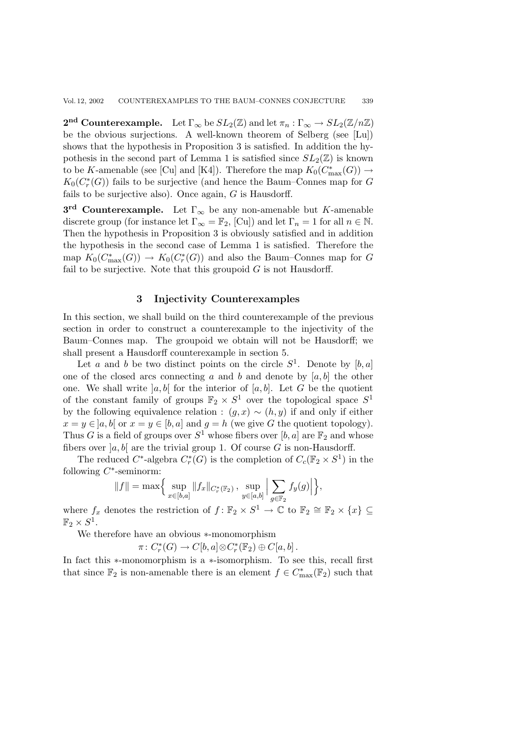**2nd Counterexample.** Let $\Gamma_\infty$ be $SL_2(\mathbb{Z})$ and let $\pi_n : \Gamma_\infty \to SL_2(\mathbb{Z}/n\mathbb{Z})$ be the obvious surjections. A well-known theorem of Selberg (see [Lu]) shows that the hypothesis in Proposition 3 is satisfied. In addition the hypothesis in the second part of Lemma 1 is satisfied since $SL_2(\mathbb{Z})$ is known to be $K$-amenable (see [Cu] and [K4]). Therefore the map $K_0(C^*_{\max}(G)) \to K_0(C^*_r(G))$ fails to be surjective (and hence the Baum–Connes map for $G$ fails to be surjective also). Once again, $G$ is Hausdorff.

**3rd Counterexample.** Let $\Gamma_\infty$ be any non-amenable but $K$-amenable discrete group (for instance let $\Gamma_\infty = \mathbb{F}_2$, [Cu]) and let $\Gamma_n = 1$ for all $n \in \mathbb{N}$. Then the hypothesis in Proposition 3 is obviously satisfied and in addition the hypothesis in the second case of Lemma 1 is satisfied. Therefore the map $K_0(C^*_{\max}(G)) \to K_0(C^*_r(G))$ and also the Baum–Connes map for $G$ fail to be surjective. Note that this groupoid $G$ is not Hausdorff.

## 3 Injectivity Counterexamples

In this section, we shall build on the third counterexample of the previous section in order to construct a counterexample to the injectivity of the Baum–Connes map. The groupoid we obtain will not be Hausdorff; we shall present a Hausdorff counterexample in section 5.

Let $a$ and $b$ be two distinct points on the circle $S^1$. Denote by $[b,a]$ one of the closed arcs connecting $a$ and $b$ and denote by $[a,b]$ the other one. We shall write $]a,b[$ for the interior of $[a,b]$. Let $G$ be the quotient of the constant family of groups $\mathbb{F}_2 \times S^1$ over the topological space $S^1$ by the following equivalence relation : $(g,x) \sim (h,y)$ if and only if either $x = y \in ]a,b[$ or $x = y \in [b,a]$ and $g = h$ (we give $G$ the quotient topology). Thus $G$ is a field of groups over $S^1$ whose fibers over $[b,a]$ are $\mathbb{F}_2$ and whose fibers over $]a,b[$ are the trivial group 1. Of course $G$ is non-Hausdorff.

The reduced $C^*$-algebra $C^*_r(G)$ is the completion of $C_c(\mathbb{F}_2 \times S^1)$ in the following $C^*$-seminorm:

$$\|f\| = \max\Big\{ \sup_{x\in[b,a]} \|f_x\|_{C^*_r(\mathbb{F}_2)} \,,\ \sup_{y\in[a,b]} \Big| \sum_{g\in\mathbb{F}_2} f_y(g) \Big| \Big\},$$

where $f_x$ denotes the restriction of $f\colon \mathbb{F}_2 \times S^1 \to \mathbb{C}$ to $\mathbb{F}_2 \cong \mathbb{F}_2 \times \{x\} \subseteq \mathbb{F}_2 \times S^1$.

We therefore have an obvious $*$-monomorphism

$$\pi\colon C^*_r(G) \to C[b,a] \otimes C^*_r(\mathbb{F}_2) \oplus C[a,b]\,.$$

In fact this $*$-monomorphism is a $*$-isomorphism. To see this, recall first that since $\mathbb{F}_2$ is non-amenable there is an element $f \in C^*_{\max}(\mathbb{F}_2)$ such that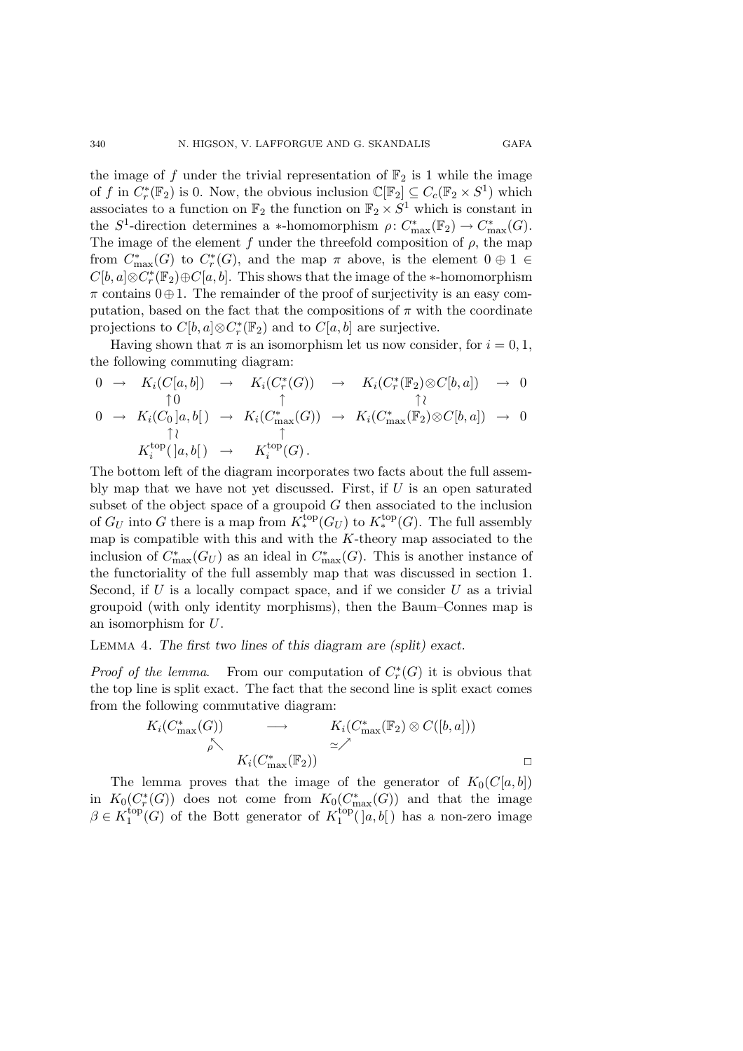the image of $f$ under the trivial representation of $\mathbb{F}_2$ is 1 while the image of $f$ in $C^*_r(\mathbb{F}_2)$ is 0. Now, the obvious inclusion $\mathbb{C}[\mathbb{F}_2] \subseteq C_c(\mathbb{F}_2 \times S^1)$ which associates to a function on $\mathbb{F}_2$ the function on $\mathbb{F}_2 \times S^1$ which is constant in the $S^1$-direction determines a $*$-homomorphism $\rho\colon C^*_{\max}(\mathbb{F}_2) \to C^*_{\max}(G)$. The image of the element $f$ under the threefold composition of $\rho$, the map from $C^*_{\max}(G)$ to $C^*_r(G)$, and the map $\pi$ above, is the element $0 \oplus 1 \in C[b,a] \otimes C^*_r(\mathbb{F}_2) \oplus C[a,b]$. This shows that the image of the $*$-homomorphism $\pi$ contains $0 \oplus 1$. The remainder of the proof of surjectivity is an easy computation, based on the fact that the compositions of $\pi$ with the coordinate projections to $C[b,a] \otimes C^*_r(\mathbb{F}_2)$ and to $C[a,b]$ are surjective.

Having shown that $\pi$ is an isomorphism let us now consider, for $i = 0, 1$, the following commuting diagram:

$$
\begin{array}{ccccccccc}
0 & \to & K_i(C[a,b]) & \to & K_i(C^*_r(G)) & \to & K_i(C^*_r(\mathbb{F}_2) \otimes C[b,a]) & \to & 0 \\
 & & \uparrow 0 & & \uparrow & & \uparrow \wr & & \\
0 & \to & K_i(C_0\,]a,b[\,) & \to & K_i(C^*_{\max}(G)) & \to & K_i(C^*_{\max}(\mathbb{F}_2) \otimes C[b,a]) & \to & 0 \\
 & & \uparrow \wr & & \uparrow & & & & \\
 & & K_i^{\mathrm{top}}(\,]a,b[\,) & \to & K_i^{\mathrm{top}}(G)\,. & & & &
\end{array}
$$

The bottom left of the diagram incorporates two facts about the full assembly map that we have not yet discussed. First, if $U$ is an open saturated subset of the object space of a groupoid $G$ then associated to the inclusion of $G_U$ into $G$ there is a map from $K^{\mathrm{top}}_*(G_U)$ to $K^{\mathrm{top}}_*(G)$. The full assembly map is compatible with this and with the $K$-theory map associated to the inclusion of $C^*_{\max}(G_U)$ as an ideal in $C^*_{\max}(G)$. This is another instance of the functoriality of the full assembly map that was discussed in section 1. Second, if $U$ is a locally compact space, and if we consider $U$ as a trivial groupoid (with only identity morphisms), then the Baum–Connes map is an isomorphism for $U$.

Lemma 4. *The first two lines of this diagram are (split) exact.*

*Proof of the lemma*. From our computation of $C^*_r(G)$ it is obvious that the top line is split exact. The fact that the second line is split exact comes from the following commutative diagram:

$$
\begin{array}{ccc}
K_i(C^*_{\max}(G)) & \longrightarrow & K_i(C^*_{\max}(\mathbb{F}_2) \otimes C([b,a])) \\
 {\scriptstyle\rho}\nwarrow & & \nearrow{\scriptstyle\simeq} \\
 & K_i(C^*_{\max}(\mathbb{F}_2)) &
\end{array}
$$

$\square$

The lemma proves that the image of the generator of $K_0(C[a,b])$ in $K_0(C^*_r(G))$ does not come from $K_0(C^*_{\max}(G))$ and that the image $\beta \in K^{\mathrm{top}}_1(G)$ of the Bott generator of $K^{\mathrm{top}}_1(\,]a,b[\,)$ has a non-zero image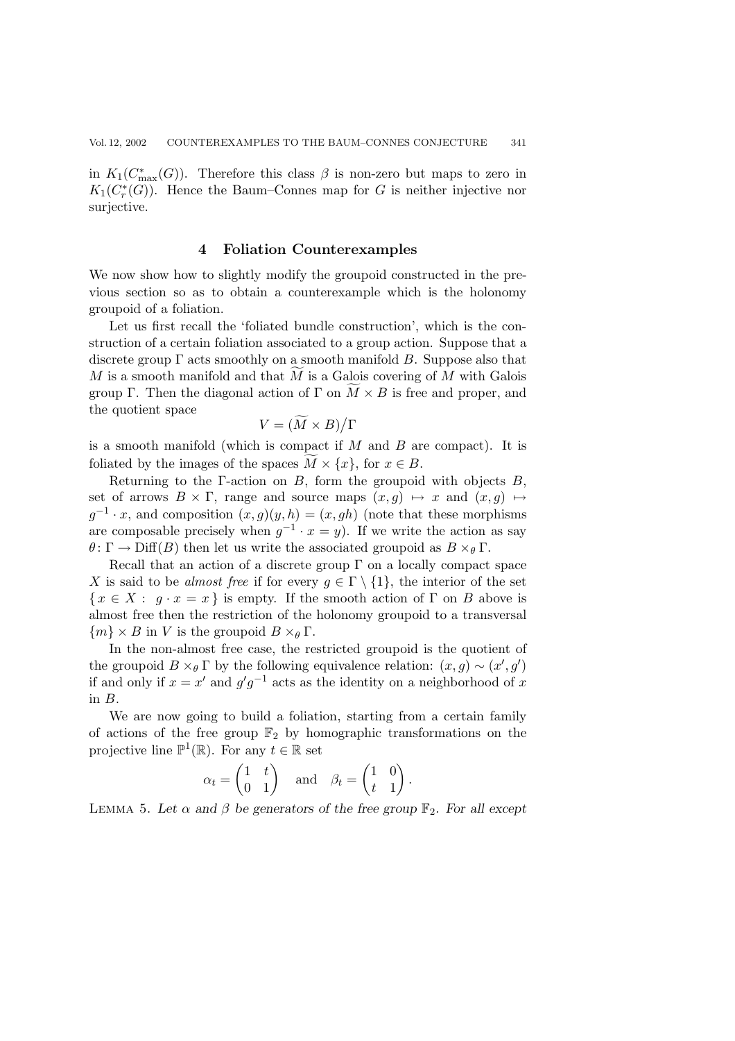in $K_1(C^*_{\max}(G))$. Therefore this class $\beta$ is non-zero but maps to zero in $K_1(C^*_r(G))$. Hence the Baum–Connes map for $G$ is neither injective nor surjective.

## 4 Foliation Counterexamples

We now show how to slightly modify the groupoid constructed in the previous section so as to obtain a counterexample which is the holonomy groupoid of a foliation.

Let us first recall the 'foliated bundle construction', which is the construction of a certain foliation associated to a group action. Suppose that a discrete group $\Gamma$ acts smoothly on a smooth manifold $B$. Suppose also that $M$ is a smooth manifold and that $\widetilde{M}$ is a Galois covering of $M$ with Galois group $\Gamma$. Then the diagonal action of $\Gamma$ on $\widetilde{M} \times B$ is free and proper, and the quotient space

$$V = (\widetilde{M} \times B)\big/\Gamma$$

is a smooth manifold (which is compact if $M$ and $B$ are compact). It is foliated by the images of the spaces $\widetilde{M} \times \{x\}$, for $x \in B$.

Returning to the $\Gamma$-action on $B$, form the groupoid with objects $B$, set of arrows $B \times \Gamma$, range and source maps $(x, g) \mapsto x$ and $(x, g) \mapsto g^{-1} \cdot x$, and composition $(x, g)(y, h) = (x, gh)$ (note that these morphisms are composable precisely when $g^{-1} \cdot x = y$). If we write the action as say $\theta \colon \Gamma \to \mathrm{Diff}(B)$ then let us write the associated groupoid as $B \times_\theta \Gamma$.

Recall that an action of a discrete group $\Gamma$ on a locally compact space $X$ is said to be *almost free* if for every $g \in \Gamma \setminus \{1\}$, the interior of the set $\{\, x \in X : \; g \cdot x = x \,\}$ is empty. If the smooth action of $\Gamma$ on $B$ above is almost free then the restriction of the holonomy groupoid to a transversal $\{m\} \times B$ in $V$ is the groupoid $B \times_\theta \Gamma$.

In the non-almost free case, the restricted groupoid is the quotient of the groupoid $B \times_\theta \Gamma$ by the following equivalence relation: $(x, g) \sim (x', g')$ if and only if $x = x'$ and $g' g^{-1}$ acts as the identity on a neighborhood of $x$ in $B$.

We are now going to build a foliation, starting from a certain family of actions of the free group $\mathbb{F}_2$ by homographic transformations on the projective line $\mathbb{P}^1(\mathbb{R})$. For any $t \in \mathbb{R}$ set

$$\alpha_t = \begin{pmatrix} 1 & t \\ 0 & 1 \end{pmatrix} \quad \text{and} \quad \beta_t = \begin{pmatrix} 1 & 0 \\ t & 1 \end{pmatrix}.$$

Lemma 5. *Let $\alpha$ and $\beta$ be generators of the free group $\mathbb{F}_2$. For all except*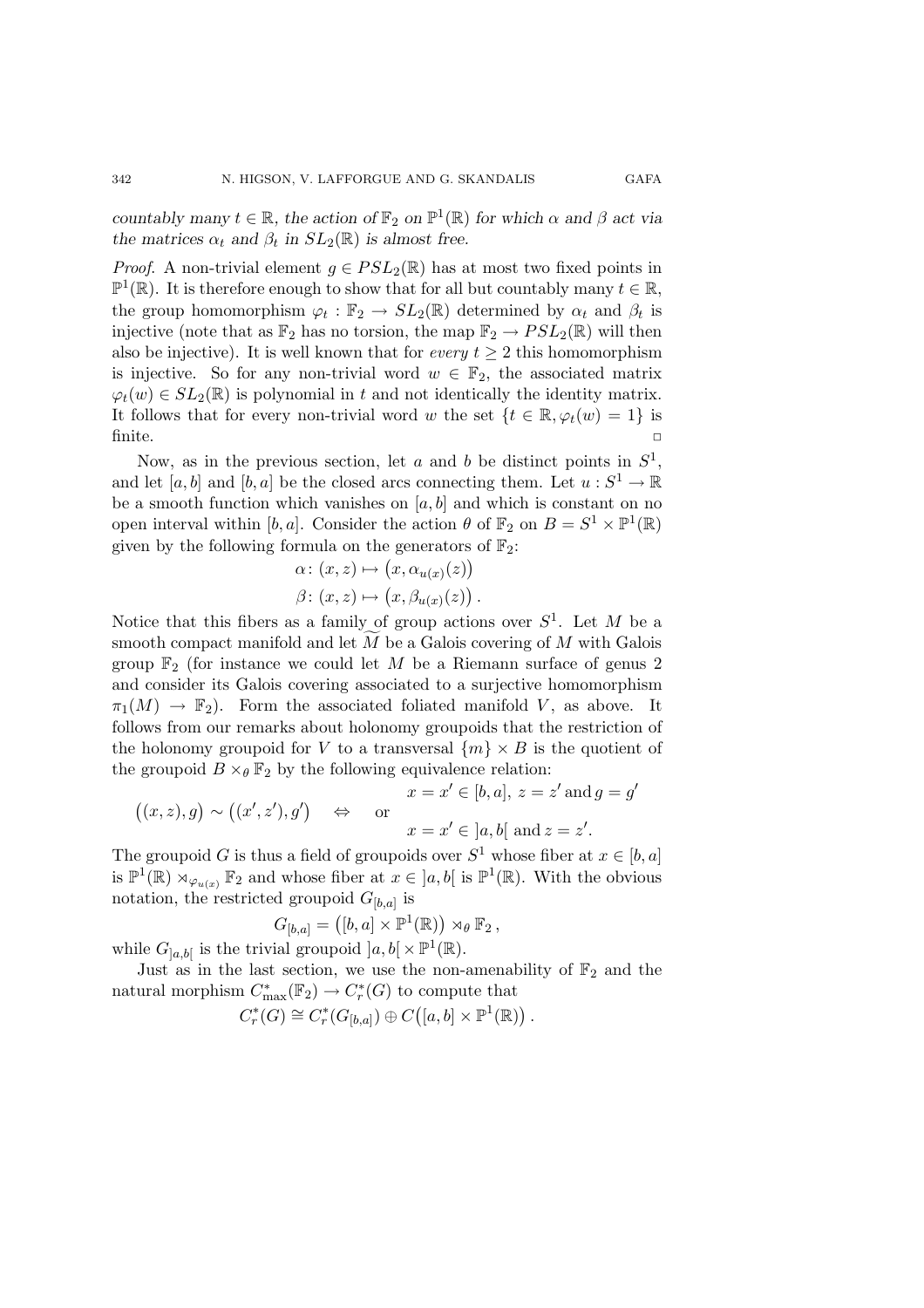*countably many $t \in \mathbb{R}$, the action of $\mathbb{F}_2$ on $\mathbb{P}^1(\mathbb{R})$ for which $\alpha$ and $\beta$ act via the matrices $\alpha_t$ and $\beta_t$ in $SL_2(\mathbb{R})$ is almost free.*

*Proof.* A non-trivial element $g \in PSL_2(\mathbb{R})$ has at most two fixed points in $\mathbb{P}^1(\mathbb{R})$. It is therefore enough to show that for all but countably many $t \in \mathbb{R}$, the group homomorphism $\varphi_t : \mathbb{F}_2 \to SL_2(\mathbb{R})$ determined by $\alpha_t$ and $\beta_t$ is injective (note that as $\mathbb{F}_2$ has no torsion, the map $\mathbb{F}_2 \to PSL_2(\mathbb{R})$ will then also be injective). It is well known that for *every* $t \geq 2$ this homomorphism is injective. So for any non-trivial word $w \in \mathbb{F}_2$, the associated matrix $\varphi_t(w) \in SL_2(\mathbb{R})$ is polynomial in $t$ and not identically the identity matrix. It follows that for every non-trivial word $w$ the set $\{t \in \mathbb{R}, \varphi_t(w) = 1\}$ is finite. □

Now, as in the previous section, let $a$ and $b$ be distinct points in $S^1$, and let $[a, b]$ and $[b, a]$ be the closed arcs connecting them. Let $u : S^1 \to \mathbb{R}$ be a smooth function which vanishes on $[a, b]$ and which is constant on no open interval within $[b, a]$. Consider the action $\theta$ of $\mathbb{F}_2$ on $B = S^1 \times \mathbb{P}^1(\mathbb{R})$ given by the following formula on the generators of $\mathbb{F}_2$:

$$\alpha\colon (x, z) \mapsto \big(x, \alpha_{u(x)}(z)\big)$$
$$\beta\colon (x, z) \mapsto \big(x, \beta_{u(x)}(z)\big)\,.$$

Notice that this fibers as a family of group actions over $S^1$. Let $M$ be a smooth compact manifold and let $\widetilde{M}$ be a Galois covering of $M$ with Galois group $\mathbb{F}_2$ (for instance we could let $M$ be a Riemann surface of genus 2 and consider its Galois covering associated to a surjective homomorphism $\pi_1(M) \to \mathbb{F}_2$). Form the associated foliated manifold $V$, as above. It follows from our remarks about holonomy groupoids that the restriction of the holonomy groupoid for $V$ to a transversal $\{m\} \times B$ is the quotient of the groupoid $B \times_\theta \mathbb{F}_2$ by the following equivalence relation:

$$\big((x, z), g\big) \sim \big((x', z'), g'\big) \quad \Leftrightarrow \quad \begin{array}{c} x = x' \in [b, a],\ z = z' \text{ and } g = g' \\ \text{or} \\ x = x' \in \,]a, b[\, \text{ and } z = z'. \end{array}$$

The groupoid $G$ is thus a field of groupoids over $S^1$ whose fiber at $x \in [b, a]$ is $\mathbb{P}^1(\mathbb{R}) \rtimes_{\varphi_{u(x)}} \mathbb{F}_2$ and whose fiber at $x \in \,]a, b[$ is $\mathbb{P}^1(\mathbb{R})$. With the obvious notation, the restricted groupoid $G_{[b,a]}$ is

$$G_{[b,a]} = \big([b, a] \times \mathbb{P}^1(\mathbb{R})\big) \rtimes_\theta \mathbb{F}_2\,,$$

while $G_{]a,b[}$ is the trivial groupoid $]a, b[\, \times \mathbb{P}^1(\mathbb{R})$.

Just as in the last section, we use the non-amenability of $\mathbb{F}_2$ and the natural morphism $C^*_{\max}(\mathbb{F}_2) \to C^*_r(G)$ to compute that

$$C^*_r(G) \cong C^*_r(G_{[b,a]}) \oplus C\big([a, b] \times \mathbb{P}^1(\mathbb{R})\big)\,.$$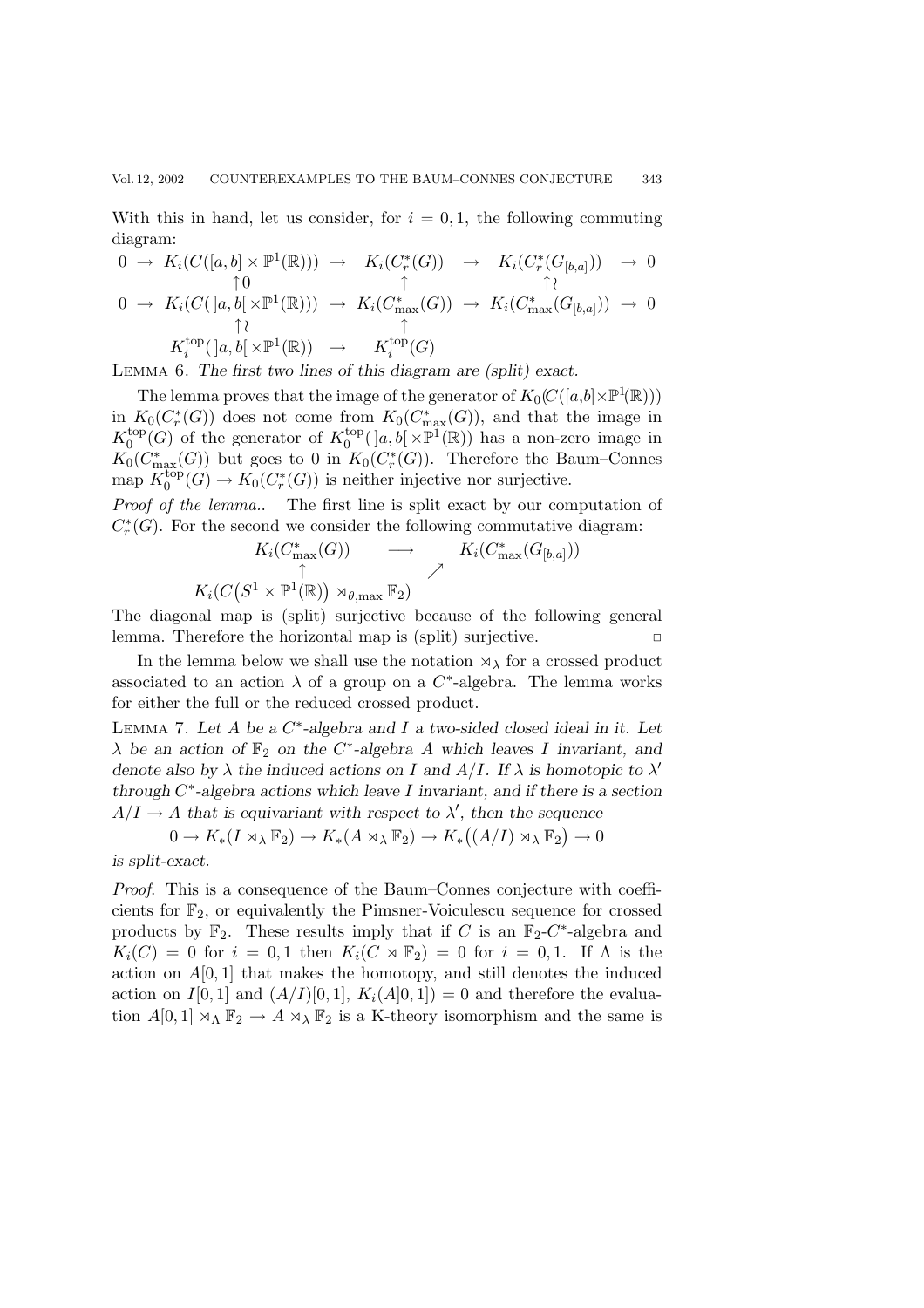With this in hand, let us consider, for $i = 0, 1$, the following commuting diagram:

$$\begin{array}{ccccccc}
0 \rightarrow & K_i(C([a,b]\times \mathbb{P}^1(\mathbb{R}))) & \rightarrow & K_i(C_r^*(G)) & \rightarrow & K_i(C_r^*(G_{[b,a]})) & \rightarrow 0 \\
& \uparrow 0 & & \uparrow & & \uparrow\wr & \\
0 \rightarrow & K_i(C(\,]a,b[\times \mathbb{P}^1(\mathbb{R}))) & \rightarrow & K_i(C_{\max}^*(G)) & \rightarrow & K_i(C_{\max}^*(G_{[b,a]})) & \rightarrow 0 \\
& \uparrow\wr & & \uparrow & & & \\
& K_i^{\mathrm{top}}(\,]a,b[\times \mathbb{P}^1(\mathbb{R})) & \rightarrow & K_i^{\mathrm{top}}(G) & & &
\end{array}$$

LEMMA 6. *The first two lines of this diagram are (split) exact.*

The lemma proves that the image of the generator of $K_0(C([a,b]\times\mathbb{P}^1(\mathbb{R})))$ in $K_0(C_r^*(G))$ does not come from $K_0(C_{\max}^*(G))$, and that the image in $K_0^{\mathrm{top}}(G)$ of the generator of $K_0^{\mathrm{top}}(\,]a,b[\times\mathbb{P}^1(\mathbb{R}))$ has a non-zero image in $K_0(C_{\max}^*(G))$ but goes to 0 in $K_0(C_r^*(G))$. Therefore the Baum–Connes map $K_0^{\mathrm{top}}(G)\to K_0(C_r^*(G))$ is neither injective nor surjective.

*Proof of the lemma..* The first line is split exact by our computation of $C_r^*(G)$. For the second we consider the following commutative diagram:

$$\begin{array}{ccc}
K_i(C_{\max}^*(G)) & \longrightarrow & K_i(C_{\max}^*(G_{[b,a]})) \\
\uparrow & \nearrow & \\
K_i(C(S^1\times\mathbb{P}^1(\mathbb{R}))\rtimes_{\theta,\max}\mathbb{F}_2) & &
\end{array}$$

The diagonal map is (split) surjective because of the following general lemma. Therefore the horizontal map is (split) surjective. □

In the lemma below we shall use the notation $\rtimes_\lambda$ for a crossed product associated to an action $\lambda$ of a group on a $C^*$-algebra. The lemma works for either the full or the reduced crossed product.

LEMMA 7. *Let $A$ be a $C^*$-algebra and $I$ a two-sided closed ideal in it. Let $\lambda$ be an action of $\mathbb{F}_2$ on the $C^*$-algebra $A$ which leaves $I$ invariant, and denote also by $\lambda$ the induced actions on $I$ and $A/I$. If $\lambda$ is homotopic to $\lambda'$ through $C^*$-algebra actions which leave $I$ invariant, and if there is a section $A/I\to A$ that is equivariant with respect to $\lambda'$, then the sequence*

$$0\to K_*(I\rtimes_\lambda\mathbb{F}_2)\to K_*(A\rtimes_\lambda\mathbb{F}_2)\to K_*\big((A/I)\rtimes_\lambda\mathbb{F}_2\big)\to 0$$

*is split-exact.*

*Proof.* This is a consequence of the Baum–Connes conjecture with coefficients for $\mathbb{F}_2$, or equivalently the Pimsner-Voiculescu sequence for crossed products by $\mathbb{F}_2$. These results imply that if $C$ is an $\mathbb{F}_2$-$C^*$-algebra and $K_i(C)=0$ for $i=0,1$ then $K_i(C\rtimes\mathbb{F}_2)=0$ for $i=0,1$. If $\Lambda$ is the action on $A[0,1]$ that makes the homotopy, and still denotes the induced action on $I[0,1]$ and $(A/I)[0,1]$, $K_i(A]0,1])=0$ and therefore the evaluation $A[0,1]\rtimes_\Lambda\mathbb{F}_2\to A\rtimes_\lambda\mathbb{F}_2$ is a K-theory isomorphism and the same is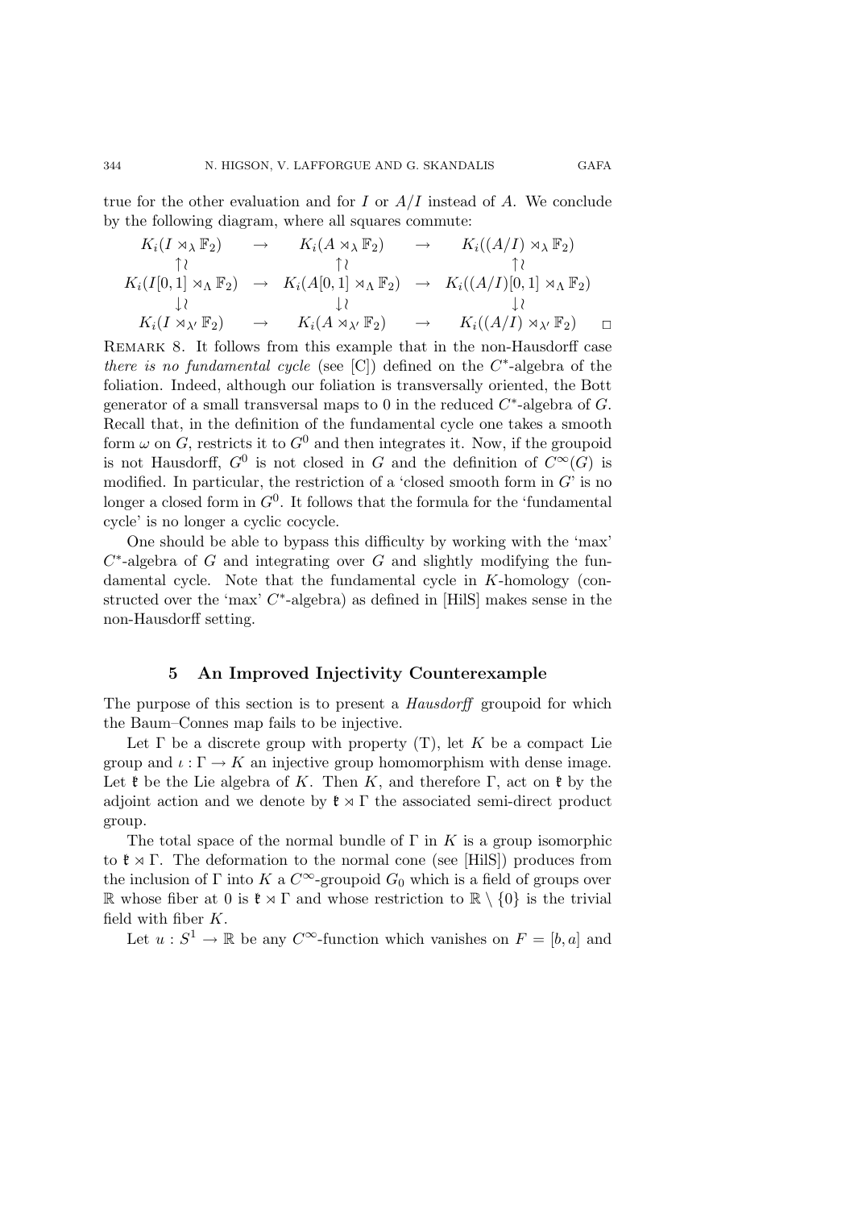true for the other evaluation and for $I$ or $A/I$ instead of $A$. We conclude by the following diagram, where all squares commute:

$$
\begin{array}{ccccc}
K_i(I \rtimes_\lambda \mathbb{F}_2) & \to & K_i(A \rtimes_\lambda \mathbb{F}_2) & \to & K_i((A/I) \rtimes_\lambda \mathbb{F}_2) \\
\uparrow\wr & & \uparrow\wr & & \uparrow\wr \\
K_i(I[0,1] \rtimes_\Lambda \mathbb{F}_2) & \to & K_i(A[0,1] \rtimes_\Lambda \mathbb{F}_2) & \to & K_i((A/I)[0,1] \rtimes_\Lambda \mathbb{F}_2) \\
\downarrow\wr & & \downarrow\wr & & \downarrow\wr \\
K_i(I \rtimes_{\lambda'} \mathbb{F}_2) & \to & K_i(A \rtimes_{\lambda'} \mathbb{F}_2) & \to & K_i((A/I) \rtimes_{\lambda'} \mathbb{F}_2)
\end{array}
\qquad \square
$$

REMARK 8. It follows from this example that in the non-Hausdorff case *there is no fundamental cycle* (see [C]) defined on the $C^*$-algebra of the foliation. Indeed, although our foliation is transversally oriented, the Bott generator of a small transversal maps to 0 in the reduced $C^*$-algebra of $G$. Recall that, in the definition of the fundamental cycle one takes a smooth form $\omega$ on $G$, restricts it to $G^0$ and then integrates it. Now, if the groupoid is not Hausdorff, $G^0$ is not closed in $G$ and the definition of $C^\infty(G)$ is modified. In particular, the restriction of a 'closed smooth form in $G$' is no longer a closed form in $G^0$. It follows that the formula for the 'fundamental cycle' is no longer a cyclic cocycle.

One should be able to bypass this difficulty by working with the 'max' $C^*$-algebra of $G$ and integrating over $G$ and slightly modifying the fundamental cycle. Note that the fundamental cycle in $K$-homology (constructed over the 'max' $C^*$-algebra) as defined in [HilS] makes sense in the non-Hausdorff setting.

## 5 An Improved Injectivity Counterexample

The purpose of this section is to present a *Hausdorff* groupoid for which the Baum–Connes map fails to be injective.

Let $\Gamma$ be a discrete group with property (T), let $K$ be a compact Lie group and $\iota : \Gamma \to K$ an injective group homomorphism with dense image. Let $\mathfrak{k}$ be the Lie algebra of $K$. Then $K$, and therefore $\Gamma$, act on $\mathfrak{k}$ by the adjoint action and we denote by $\mathfrak{k} \rtimes \Gamma$ the associated semi-direct product group.

The total space of the normal bundle of $\Gamma$ in $K$ is a group isomorphic to $\mathfrak{k} \rtimes \Gamma$. The deformation to the normal cone (see [HilS]) produces from the inclusion of $\Gamma$ into $K$ a $C^\infty$-groupoid $G_0$ which is a field of groups over $\mathbb{R}$ whose fiber at 0 is $\mathfrak{k} \rtimes \Gamma$ and whose restriction to $\mathbb{R} \setminus \{0\}$ is the trivial field with fiber $K$.

Let $u : S^1 \to \mathbb{R}$ be any $C^\infty$-function which vanishes on $F = [b, a]$ and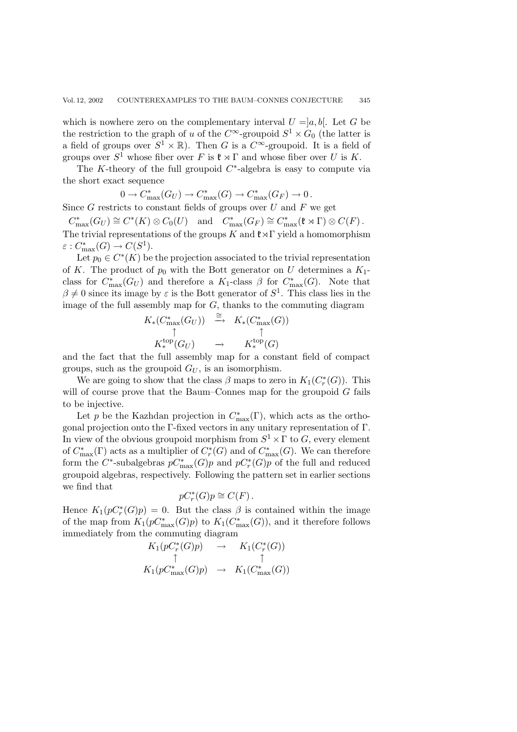which is nowhere zero on the complementary interval $U = ]a, b[$. Let $G$ be the restriction to the graph of $u$ of the $C^\infty$-groupoid $S^1 \times G_0$ (the latter is a field of groups over $S^1 \times \mathbb{R}$). Then $G$ is a $C^\infty$-groupoid. It is a field of groups over $S^1$ whose fiber over $F$ is $\mathfrak{k} \rtimes \Gamma$ and whose fiber over $U$ is $K$.

The $K$-theory of the full groupoid $C^*$-algebra is easy to compute via the short exact sequence

$$0 \to C^*_{\max}(G_U) \to C^*_{\max}(G) \to C^*_{\max}(G_F) \to 0\,.$$

Since $G$ restricts to constant fields of groups over $U$ and $F$ we get

$$C^*_{\max}(G_U) \cong C^*(K) \otimes C_0(U) \quad \text{and} \quad C^*_{\max}(G_F) \cong C^*_{\max}(\mathfrak{k} \rtimes \Gamma) \otimes C(F)\,.$$

The trivial representations of the groups $K$ and $\mathfrak{k} \rtimes \Gamma$ yield a homomorphism $\varepsilon : C^*_{\max}(G) \to C(S^1)$.

Let $p_0 \in C^*(K)$ be the projection associated to the trivial representation of $K$. The product of $p_0$ with the Bott generator on $U$ determines a $K_1$-class for $C^*_{\max}(G_U)$ and therefore a $K_1$-class $\beta$ for $C^*_{\max}(G)$. Note that $\beta \neq 0$ since its image by $\varepsilon$ is the Bott generator of $S^1$. This class lies in the image of the full assembly map for $G$, thanks to the commuting diagram

$$\begin{array}{ccc} K_*(C^*_{\max}(G_U)) & \xrightarrow{\cong} & K_*(C^*_{\max}(G)) \\ \uparrow & & \uparrow \\ K^{\mathrm{top}}_*(G_U) & \to & K^{\mathrm{top}}_*(G) \end{array}$$

and the fact that the full assembly map for a constant field of compact groups, such as the groupoid $G_U$, is an isomorphism.

We are going to show that the class $\beta$ maps to zero in $K_1(C^*_r(G))$. This will of course prove that the Baum–Connes map for the groupoid $G$ fails to be injective.

Let $p$ be the Kazhdan projection in $C^*_{\max}(\Gamma)$, which acts as the orthogonal projection onto the $\Gamma$-fixed vectors in any unitary representation of $\Gamma$. In view of the obvious groupoid morphism from $S^1 \times \Gamma$ to $G$, every element of $C^*_{\max}(\Gamma)$ acts as a multiplier of $C^*_r(G)$ and of $C^*_{\max}(G)$. We can therefore form the $C^*$-subalgebras $pC^*_{\max}(G)p$ and $pC^*_r(G)p$ of the full and reduced groupoid algebras, respectively. Following the pattern set in earlier sections we find that

$$pC^*_r(G)p \cong C(F)\,.$$

Hence $K_1(pC^*_r(G)p) = 0$. But the class $\beta$ is contained within the image of the map from $K_1(pC^*_{\max}(G)p)$ to $K_1(C^*_{\max}(G))$, and it therefore follows immediately from the commuting diagram

$$\begin{array}{ccc} K_1(pC^*_r(G)p) & \to & K_1(C^*_r(G)) \\ \uparrow & & \uparrow \\ K_1(pC^*_{\max}(G)p) & \to & K_1(C^*_{\max}(G)) \end{array}$$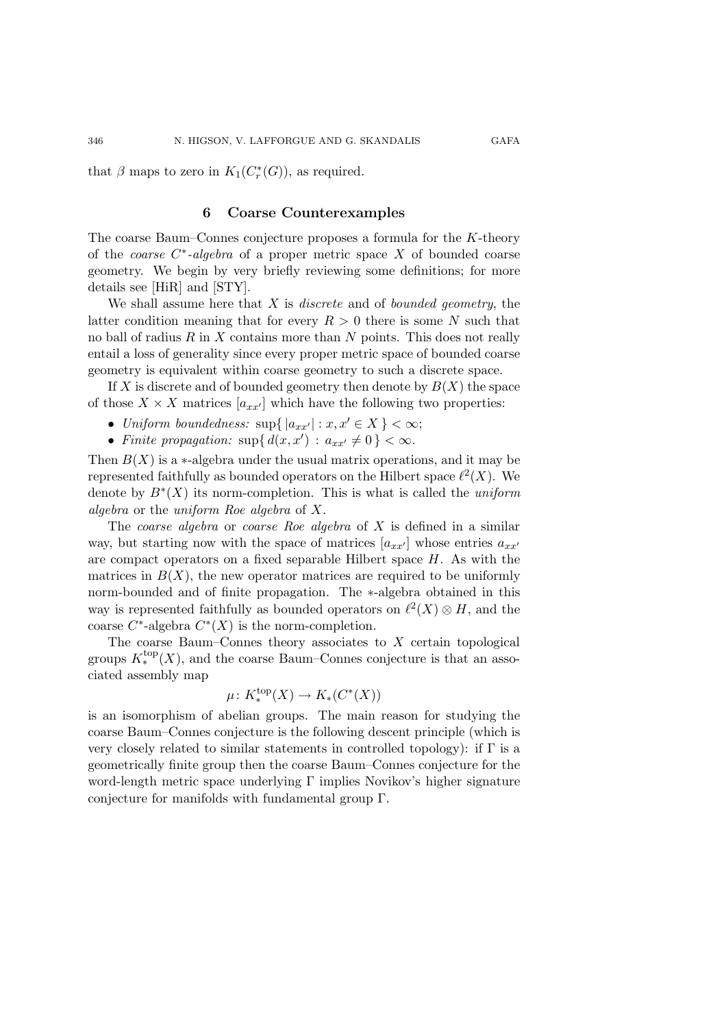that $\beta$ maps to zero in $K_1(C_r^*(G))$, as required.

## 6 Coarse Counterexamples

The coarse Baum–Connes conjecture proposes a formula for the $K$-theory of the *coarse $C^*$-algebra* of a proper metric space $X$ of bounded coarse geometry. We begin by very briefly reviewing some definitions; for more details see [HiR] and [STY].

We shall assume here that $X$ is *discrete* and of *bounded geometry*, the latter condition meaning that for every $R > 0$ there is some $N$ such that no ball of radius $R$ in $X$ contains more than $N$ points. This does not really entail a loss of generality since every proper metric space of bounded coarse geometry is equivalent within coarse geometry to such a discrete space.

If $X$ is discrete and of bounded geometry then denote by $B(X)$ the space of those $X \times X$ matrices $[a_{xx'}]$ which have the following two properties:

- *Uniform boundedness:* $\sup\{\, |a_{xx'}| : x, x' \in X \,\} < \infty$;
- *Finite propagation:* $\sup\{\, d(x, x') \,:\, a_{xx'} \neq 0 \,\} < \infty$.

Then $B(X)$ is a $*$-algebra under the usual matrix operations, and it may be represented faithfully as bounded operators on the Hilbert space $\ell^2(X)$. We denote by $B^*(X)$ its norm-completion. This is what is called the *uniform algebra* or the *uniform Roe algebra* of $X$.

The *coarse algebra* or *coarse Roe algebra* of $X$ is defined in a similar way, but starting now with the space of matrices $[a_{xx'}]$ whose entries $a_{xx'}$ are compact operators on a fixed separable Hilbert space $H$. As with the matrices in $B(X)$, the new operator matrices are required to be uniformly norm-bounded and of finite propagation. The $*$-algebra obtained in this way is represented faithfully as bounded operators on $\ell^2(X) \otimes H$, and the coarse $C^*$-algebra $C^*(X)$ is the norm-completion.

The coarse Baum–Connes theory associates to $X$ certain topological groups $K_*^{\mathrm{top}}(X)$, and the coarse Baum–Connes conjecture is that an associated assembly map

$$\mu \colon K_*^{\mathrm{top}}(X) \to K_*(C^*(X))$$

is an isomorphism of abelian groups. The main reason for studying the coarse Baum–Connes conjecture is the following descent principle (which is very closely related to similar statements in controlled topology): if $\Gamma$ is a geometrically finite group then the coarse Baum–Connes conjecture for the word-length metric space underlying $\Gamma$ implies Novikov's higher signature conjecture for manifolds with fundamental group $\Gamma$.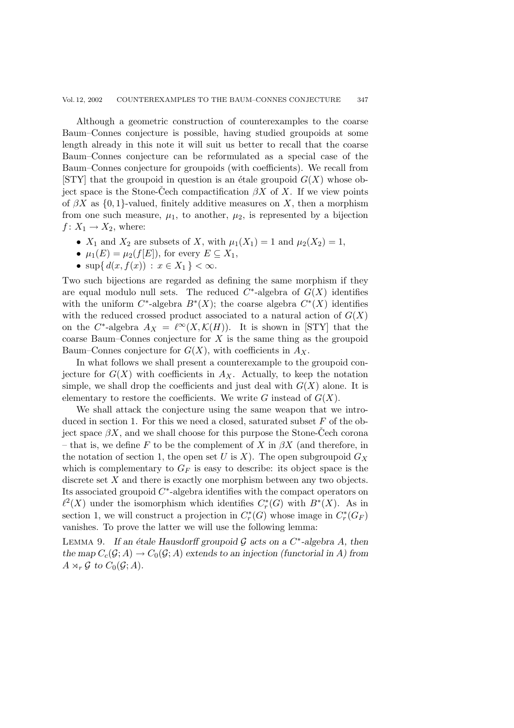Although a geometric construction of counterexamples to the coarse Baum–Connes conjecture is possible, having studied groupoids at some length already in this note it will suit us better to recall that the coarse Baum–Connes conjecture can be reformulated as a special case of the Baum–Connes conjecture for groupoids (with coefficients). We recall from [STY] that the groupoid in question is an étale groupoid $G(X)$ whose object space is the Stone-Čech compactification $\beta X$ of $X$. If we view points of $\beta X$ as $\{0,1\}$-valued, finitely additive measures on $X$, then a morphism from one such measure, $\mu_1$, to another, $\mu_2$, is represented by a bijection $f\colon X_1 \to X_2$, where:

- $X_1$ and $X_2$ are subsets of $X$, with $\mu_1(X_1) = 1$ and $\mu_2(X_2) = 1$,
- $\mu_1(E) = \mu_2(f[E])$, for every $E \subseteq X_1$,
- $\sup\{\, d(x, f(x)) : x \in X_1 \,\} < \infty$.

Two such bijections are regarded as defining the same morphism if they are equal modulo null sets. The reduced $C^*$-algebra of $G(X)$ identifies with the uniform $C^*$-algebra $B^*(X)$; the coarse algebra $C^*(X)$ identifies with the reduced crossed product associated to a natural action of $G(X)$ on the $C^*$-algebra $A_X = \ell^\infty(X, \mathcal{K}(H))$. It is shown in [STY] that the coarse Baum–Connes conjecture for $X$ is the same thing as the groupoid Baum–Connes conjecture for $G(X)$, with coefficients in $A_X$.

In what follows we shall present a counterexample to the groupoid conjecture for $G(X)$ with coefficients in $A_X$. Actually, to keep the notation simple, we shall drop the coefficients and just deal with $G(X)$ alone. It is elementary to restore the coefficients. We write $G$ instead of $G(X)$.

We shall attack the conjecture using the same weapon that we introduced in section 1. For this we need a closed, saturated subset $F$ of the object space $\beta X$, and we shall choose for this purpose the Stone-Čech corona – that is, we define $F$ to be the complement of $X$ in $\beta X$ (and therefore, in the notation of section 1, the open set $U$ is $X$). The open subgroupoid $G_X$ which is complementary to $G_F$ is easy to describe: its object space is the discrete set $X$ and there is exactly one morphism between any two objects. Its associated groupoid $C^*$-algebra identifies with the compact operators on $\ell^2(X)$ under the isomorphism which identifies $C^*_r(G)$ with $B^*(X)$. As in section 1, we will construct a projection in $C^*_r(G)$ whose image in $C^*_r(G_F)$ vanishes. To prove the latter we will use the following lemma:

LEMMA 9. *If an étale Hausdorff groupoid $\mathcal{G}$ acts on a $C^*$-algebra $A$, then the map $C_c(\mathcal{G}; A) \to C_0(\mathcal{G}; A)$ extends to an injection (functorial in $A$) from $A \rtimes_r \mathcal{G}$ to $C_0(\mathcal{G}; A)$.*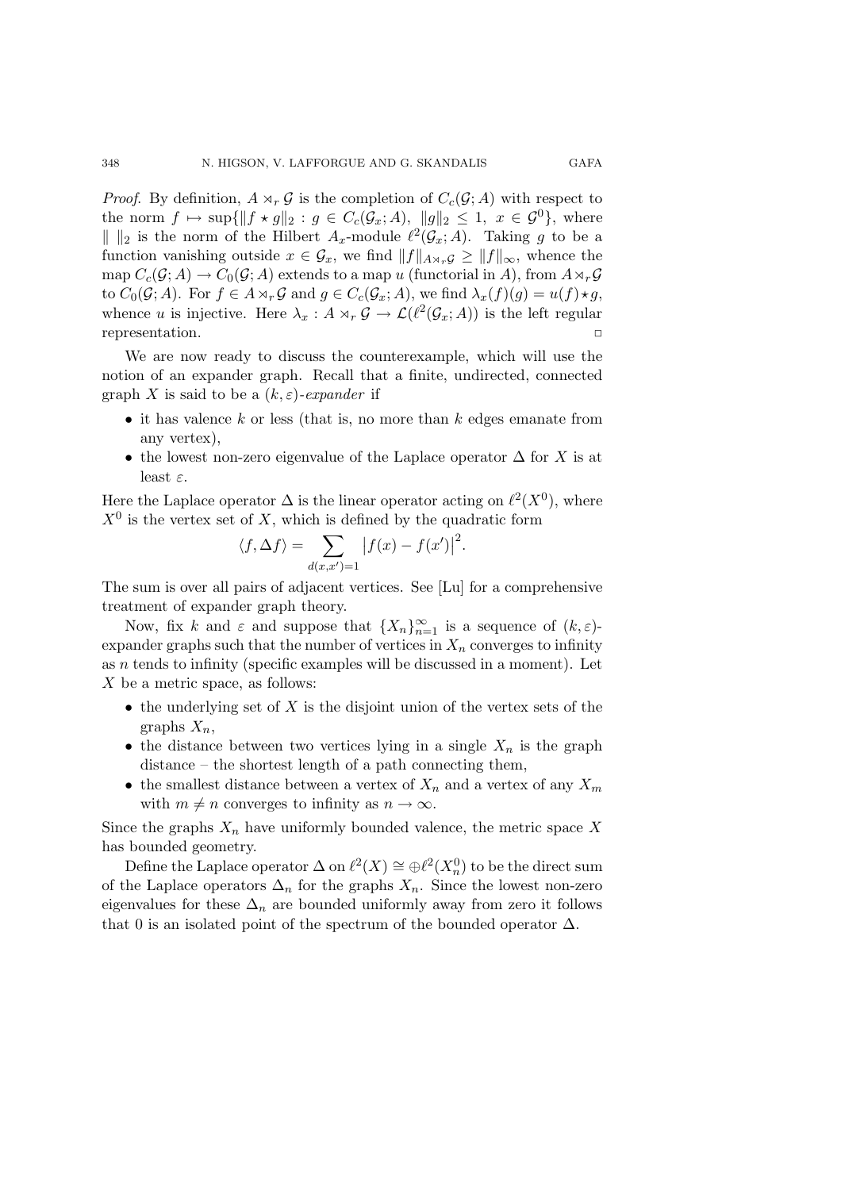*Proof.* By definition, $A \rtimes_r \mathcal{G}$ is the completion of $C_c(\mathcal{G}; A)$ with respect to the norm $f \mapsto \sup\{\|f \star g\|_2 : g \in C_c(\mathcal{G}_x; A),\ \|g\|_2 \leq 1,\ x \in \mathcal{G}^0\}$, where $\|\ \|_2$ is the norm of the Hilbert $A_x$-module $\ell^2(\mathcal{G}_x; A)$. Taking $g$ to be a function vanishing outside $x \in \mathcal{G}_x$, we find $\|f\|_{A \rtimes_r \mathcal{G}} \geq \|f\|_\infty$, whence the map $C_c(\mathcal{G}; A) \to C_0(\mathcal{G}; A)$ extends to a map $u$ (functorial in $A$), from $A \rtimes_r \mathcal{G}$ to $C_0(\mathcal{G}; A)$. For $f \in A \rtimes_r \mathcal{G}$ and $g \in C_c(\mathcal{G}_x; A)$, we find $\lambda_x(f)(g) = u(f) \star g$, whence $u$ is injective. Here $\lambda_x : A \rtimes_r \mathcal{G} \to \mathcal{L}(\ell^2(\mathcal{G}_x; A))$ is the left regular representation. $\square$

We are now ready to discuss the counterexample, which will use the notion of an expander graph. Recall that a finite, undirected, connected graph $X$ is said to be a $(k, \varepsilon)$-*expander* if

- it has valence $k$ or less (that is, no more than $k$ edges emanate from any vertex),
- the lowest non-zero eigenvalue of the Laplace operator $\Delta$ for $X$ is at least $\varepsilon$.

Here the Laplace operator $\Delta$ is the linear operator acting on $\ell^2(X^0)$, where $X^0$ is the vertex set of $X$, which is defined by the quadratic form

$$\langle f, \Delta f\rangle = \sum_{d(x,x')=1} \big|f(x) - f(x')\big|^2.$$

The sum is over all pairs of adjacent vertices. See [Lu] for a comprehensive treatment of expander graph theory.

Now, fix $k$ and $\varepsilon$ and suppose that $\{X_n\}_{n=1}^\infty$ is a sequence of $(k, \varepsilon)$-expander graphs such that the number of vertices in $X_n$ converges to infinity as $n$ tends to infinity (specific examples will be discussed in a moment). Let $X$ be a metric space, as follows:

- the underlying set of $X$ is the disjoint union of the vertex sets of the graphs $X_n$,
- the distance between two vertices lying in a single $X_n$ is the graph distance – the shortest length of a path connecting them,
- the smallest distance between a vertex of $X_n$ and a vertex of any $X_m$ with $m \neq n$ converges to infinity as $n \to \infty$.

Since the graphs $X_n$ have uniformly bounded valence, the metric space $X$ has bounded geometry.

Define the Laplace operator $\Delta$ on $\ell^2(X) \cong \oplus \ell^2(X_n^0)$ to be the direct sum of the Laplace operators $\Delta_n$ for the graphs $X_n$. Since the lowest non-zero eigenvalues for these $\Delta_n$ are bounded uniformly away from zero it follows that 0 is an isolated point of the spectrum of the bounded operator $\Delta$.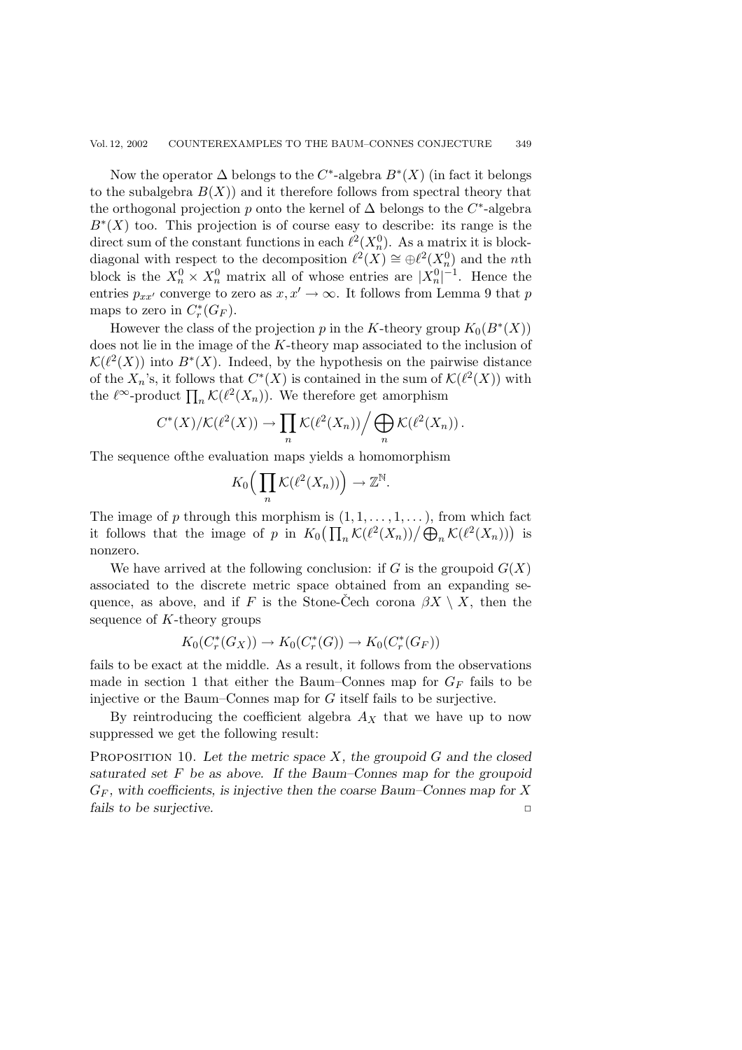Now the operator $\Delta$ belongs to the $C^*$-algebra $B^*(X)$ (in fact it belongs to the subalgebra $B(X)$) and it therefore follows from spectral theory that the orthogonal projection $p$ onto the kernel of $\Delta$ belongs to the $C^*$-algebra $B^*(X)$ too. This projection is of course easy to describe: its range is the direct sum of the constant functions in each $\ell^2(X_n^0)$. As a matrix it is block-diagonal with respect to the decomposition $\ell^2(X) \cong \oplus \ell^2(X_n^0)$ and the $n$th block is the $X_n^0 \times X_n^0$ matrix all of whose entries are $|X_n^0|^{-1}$. Hence the entries $p_{xx'}$ converge to zero as $x, x' \to \infty$. It follows from Lemma 9 that $p$ maps to zero in $C_r^*(G_F)$.

However the class of the projection $p$ in the $K$-theory group $K_0(B^*(X))$ does not lie in the image of the $K$-theory map associated to the inclusion of $\mathcal{K}(\ell^2(X))$ into $B^*(X)$. Indeed, by the hypothesis on the pairwise distance of the $X_n$'s, it follows that $C^*(X)$ is contained in the sum of $\mathcal{K}(\ell^2(X))$ with the $\ell^\infty$-product $\prod_n \mathcal{K}(\ell^2(X_n))$. We therefore get amorphism

$$C^*(X)/\mathcal{K}(\ell^2(X)) \to \prod_n \mathcal{K}(\ell^2(X_n)) \Big/ \bigoplus_n \mathcal{K}(\ell^2(X_n)).$$

The sequence ofthe evaluation maps yields a homomorphism

$$K_0\Big(\prod_n \mathcal{K}(\ell^2(X_n))\Big) \to \mathbb{Z}^{\mathbb{N}}.$$

The image of $p$ through this morphism is $(1, 1, \dots, 1, \dots)$, from which fact it follows that the image of $p$ in $K_0\big(\prod_n \mathcal{K}(\ell^2(X_n)) \big/ \bigoplus_n \mathcal{K}(\ell^2(X_n))\big)$ is nonzero.

We have arrived at the following conclusion: if $G$ is the groupoid $G(X)$ associated to the discrete metric space obtained from an expanding sequence, as above, and if $F$ is the Stone-Čech corona $\beta X \setminus X$, then the sequence of $K$-theory groups

$$K_0(C_r^*(G_X)) \to K_0(C_r^*(G)) \to K_0(C_r^*(G_F))$$

fails to be exact at the middle. As a result, it follows from the observations made in section 1 that either the Baum–Connes map for $G_F$ fails to be injective or the Baum–Connes map for $G$ itself fails to be surjective.

By reintroducing the coefficient algebra $A_X$ that we have up to now suppressed we get the following result:

**Proposition 10.** *Let the metric space $X$, the groupoid $G$ and the closed saturated set $F$ be as above. If the Baum–Connes map for the groupoid $G_F$, with coefficients, is injective then the coarse Baum–Connes map for $X$ fails to be surjective.* □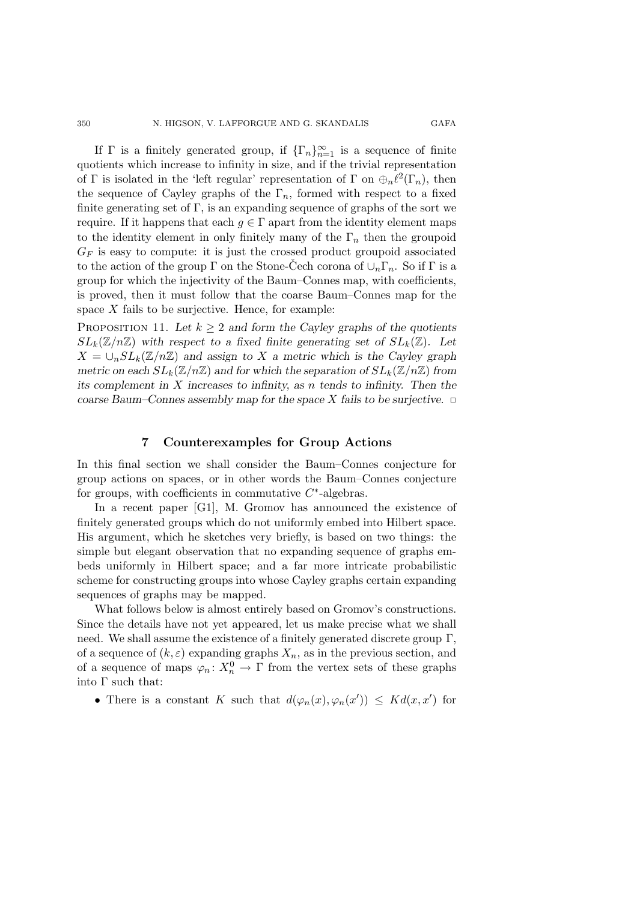If $\Gamma$ is a finitely generated group, if $\{\Gamma_n\}_{n=1}^{\infty}$ is a sequence of finite quotients which increase to infinity in size, and if the trivial representation of $\Gamma$ is isolated in the 'left regular' representation of $\Gamma$ on $\oplus_n \ell^2(\Gamma_n)$, then the sequence of Cayley graphs of the $\Gamma_n$, formed with respect to a fixed finite generating set of $\Gamma$, is an expanding sequence of graphs of the sort we require. If it happens that each $g \in \Gamma$ apart from the identity element maps to the identity element in only finitely many of the $\Gamma_n$ then the groupoid $G_F$ is easy to compute: it is just the crossed product groupoid associated to the action of the group $\Gamma$ on the Stone-Čech corona of $\cup_n \Gamma_n$. So if $\Gamma$ is a group for which the injectivity of the Baum–Connes map, with coefficients, is proved, then it must follow that the coarse Baum–Connes map for the space $X$ fails to be surjective. Hence, for example:

Proposition 11. *Let $k \geq 2$ and form the Cayley graphs of the quotients $SL_k(\mathbb{Z}/n\mathbb{Z})$ with respect to a fixed finite generating set of $SL_k(\mathbb{Z})$. Let $X = \cup_n SL_k(\mathbb{Z}/n\mathbb{Z})$ and assign to $X$ a metric which is the Cayley graph metric on each $SL_k(\mathbb{Z}/n\mathbb{Z})$ and for which the separation of $SL_k(\mathbb{Z}/n\mathbb{Z})$ from its complement in $X$ increases to infinity, as $n$ tends to infinity. Then the coarse Baum–Connes assembly map for the space $X$ fails to be surjective.* $\square$

## 7 Counterexamples for Group Actions

In this final section we shall consider the Baum–Connes conjecture for group actions on spaces, or in other words the Baum–Connes conjecture for groups, with coefficients in commutative $C^*$-algebras.

In a recent paper [G1], M. Gromov has announced the existence of finitely generated groups which do not uniformly embed into Hilbert space. His argument, which he sketches very briefly, is based on two things: the simple but elegant observation that no expanding sequence of graphs embeds uniformly in Hilbert space; and a far more intricate probabilistic scheme for constructing groups into whose Cayley graphs certain expanding sequences of graphs may be mapped.

What follows below is almost entirely based on Gromov's constructions. Since the details have not yet appeared, let us make precise what we shall need. We shall assume the existence of a finitely generated discrete group $\Gamma$, of a sequence of $(k, \varepsilon)$ expanding graphs $X_n$, as in the previous section, and of a sequence of maps $\varphi_n \colon X_n^0 \to \Gamma$ from the vertex sets of these graphs into $\Gamma$ such that:

- There is a constant $K$ such that $d(\varphi_n(x), \varphi_n(x')) \leq K d(x, x')$ for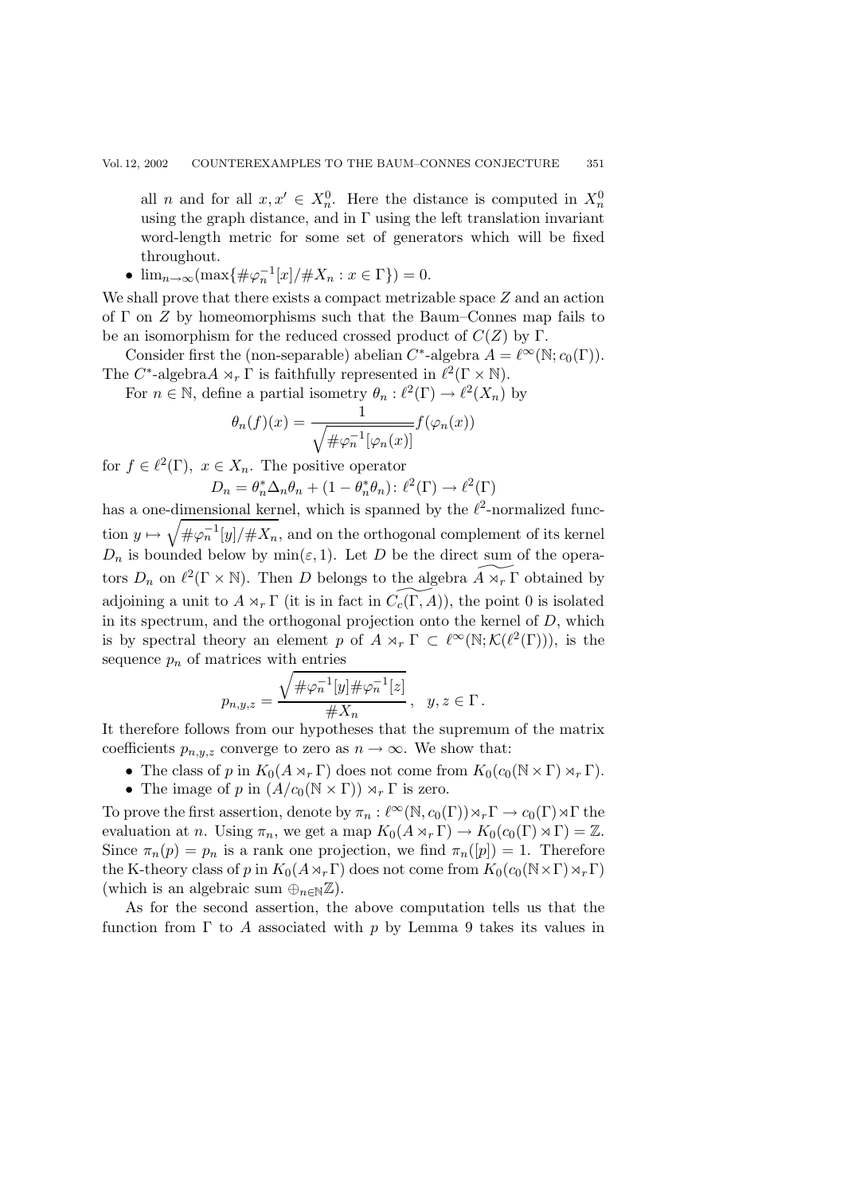all $n$ and for all $x, x' \in X_n^0$. Here the distance is computed in $X_n^0$ using the graph distance, and in $\Gamma$ using the left translation invariant word-length metric for some set of generators which will be fixed throughout.

- $\lim_{n\to\infty}(\max\{\#\varphi_n^{-1}[x]/\#X_n : x \in \Gamma\}) = 0$.

We shall prove that there exists a compact metrizable space $Z$ and an action of $\Gamma$ on $Z$ by homeomorphisms such that the Baum–Connes map fails to be an isomorphism for the reduced crossed product of $C(Z)$ by $\Gamma$.

Consider first the (non-separable) abelian $C^*$-algebra $A = \ell^\infty(\mathbb{N}; c_0(\Gamma))$. The $C^*$-algebra$A \rtimes_r \Gamma$ is faithfully represented in $\ell^2(\Gamma \times \mathbb{N})$.

For $n \in \mathbb{N}$, define a partial isometry $\theta_n : \ell^2(\Gamma) \to \ell^2(X_n)$ by

$$\theta_n(f)(x) = \frac{1}{\sqrt{\#\varphi_n^{-1}[\varphi_n(x)]}} f(\varphi_n(x))$$

for $f \in \ell^2(\Gamma),\ x \in X_n$. The positive operator

$$D_n = \theta_n^* \Delta_n \theta_n + (1 - \theta_n^* \theta_n) \colon \ell^2(\Gamma) \to \ell^2(\Gamma)$$

has a one-dimensional kernel, which is spanned by the $\ell^2$-normalized function $y \mapsto \sqrt{\#\varphi_n^{-1}[y]/\#X_n}$, and on the orthogonal complement of its kernel $D_n$ is bounded below by $\min(\varepsilon, 1)$. Let $D$ be the direct sum of the operators $D_n$ on $\ell^2(\Gamma \times \mathbb{N})$. Then $D$ belongs to the algebra $\widetilde{A \rtimes_r \Gamma}$ obtained by adjoining a unit to $A \rtimes_r \Gamma$ (it is in fact in $\widetilde{C_c(\Gamma, A)}$), the point 0 is isolated in its spectrum, and the orthogonal projection onto the kernel of $D$, which is by spectral theory an element $p$ of $A \rtimes_r \Gamma \subset \ell^\infty(\mathbb{N}; \mathcal{K}(\ell^2(\Gamma)))$, is the sequence $p_n$ of matrices with entries

$$p_{n,y,z} = \frac{\sqrt{\#\varphi_n^{-1}[y]\#\varphi_n^{-1}[z]}}{\#X_n}\,, \quad y, z \in \Gamma\,.$$

It therefore follows from our hypotheses that the supremum of the matrix coefficients $p_{n,y,z}$ converge to zero as $n \to \infty$. We show that:

- The class of $p$ in $K_0(A \rtimes_r \Gamma)$ does not come from $K_0(c_0(\mathbb{N} \times \Gamma) \rtimes_r \Gamma)$.
- The image of $p$ in $(A/c_0(\mathbb{N} \times \Gamma)) \rtimes_r \Gamma$ is zero.

To prove the first assertion, denote by $\pi_n : \ell^\infty(\mathbb{N}, c_0(\Gamma)) \rtimes_r \Gamma \to c_0(\Gamma) \rtimes \Gamma$ the evaluation at $n$. Using $\pi_n$, we get a map $K_0(A \rtimes_r \Gamma) \to K_0(c_0(\Gamma) \rtimes \Gamma) = \mathbb{Z}$. Since $\pi_n(p) = p_n$ is a rank one projection, we find $\pi_n([p]) = 1$. Therefore the K-theory class of $p$ in $K_0(A \rtimes_r \Gamma)$ does not come from $K_0(c_0(\mathbb{N} \times \Gamma) \rtimes_r \Gamma)$ (which is an algebraic sum $\oplus_{n\in\mathbb{N}}\mathbb{Z}$).

As for the second assertion, the above computation tells us that the function from $\Gamma$ to $A$ associated with $p$ by Lemma 9 takes its values in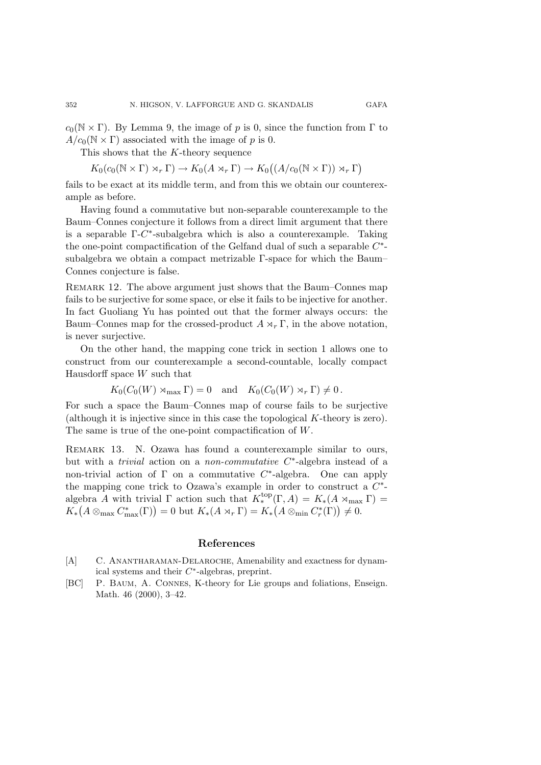$c_0(\mathbb{N} \times \Gamma)$. By Lemma 9, the image of $p$ is 0, since the function from $\Gamma$ to $A/c_0(\mathbb{N} \times \Gamma)$ associated with the image of $p$ is 0.

This shows that the $K$-theory sequence

$$K_0(c_0(\mathbb{N} \times \Gamma) \rtimes_r \Gamma) \to K_0(A \rtimes_r \Gamma) \to K_0\big((A/c_0(\mathbb{N} \times \Gamma)) \rtimes_r \Gamma\big)$$

fails to be exact at its middle term, and from this we obtain our counterexample as before.

Having found a commutative but non-separable counterexample to the Baum–Connes conjecture it follows from a direct limit argument that there is a separable $\Gamma$-$C^*$-subalgebra which is also a counterexample. Taking the one-point compactification of the Gelfand dual of such a separable $C^*$-subalgebra we obtain a compact metrizable $\Gamma$-space for which the Baum–Connes conjecture is false.

Remark 12. The above argument just shows that the Baum–Connes map fails to be surjective for some space, or else it fails to be injective for another. In fact Guoliang Yu has pointed out that the former always occurs: the Baum–Connes map for the crossed-product $A \rtimes_r \Gamma$, in the above notation, is never surjective.

On the other hand, the mapping cone trick in section 1 allows one to construct from our counterexample a second-countable, locally compact Hausdorff space $W$ such that

$$K_0(C_0(W) \rtimes_{\max} \Gamma) = 0 \quad \text{and} \quad K_0(C_0(W) \rtimes_r \Gamma) \neq 0\,.$$

For such a space the Baum–Connes map of course fails to be surjective (although it is injective since in this case the topological $K$-theory is zero). The same is true of the one-point compactification of $W$.

Remark 13. N. Ozawa has found a counterexample similar to ours, but with a *trivial* action on a *non-commutative* $C^*$-algebra instead of a non-trivial action of $\Gamma$ on a commutative $C^*$-algebra. One can apply the mapping cone trick to Ozawa's example in order to construct a $C^*$-algebra $A$ with trivial $\Gamma$ action such that $K_*^{\text{top}}(\Gamma, A) = K_*(A \rtimes_{\max} \Gamma) = K_*\big(A \otimes_{\max} C^*_{\max}(\Gamma)\big) = 0$ but $K_*(A \rtimes_r \Gamma) = K_*\big(A \otimes_{\min} C^*_r(\Gamma)\big) \neq 0$.

## References

[A] C. Anantharaman-Delaroche, Amenability and exactness for dynamical systems and their $C^*$-algebras, preprint.

[BC] P. Baum, A. Connes, K-theory for Lie groups and foliations, Enseign. Math. 46 (2000), 3–42.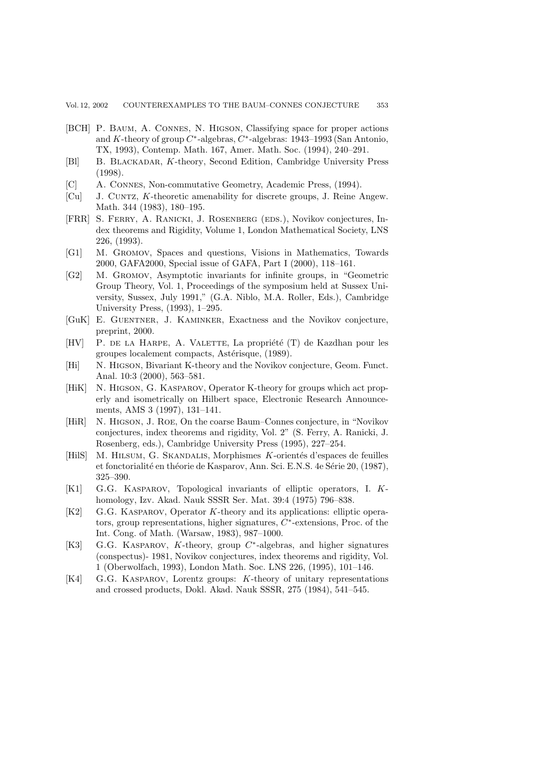- [BCH] P. Baum, A. Connes, N. Higson, Classifying space for proper actions and $K$-theory of group $C^*$-algebras, $C^*$-algebras: 1943–1993 (San Antonio, TX, 1993), Contemp. Math. 167, Amer. Math. Soc. (1994), 240–291.
- [Bl] B. Blackadar, $K$-theory, Second Edition, Cambridge University Press (1998).
- [C] A. Connes, Non-commutative Geometry, Academic Press, (1994).
- [Cu] J. Cuntz, $K$-theoretic amenability for discrete groups, J. Reine Angew. Math. 344 (1983), 180–195.
- [FRR] S. Ferry, A. Ranicki, J. Rosenberg (eds.), Novikov conjectures, Index theorems and Rigidity, Volume 1, London Mathematical Society, LNS 226, (1993).
- [G1] M. Gromov, Spaces and questions, Visions in Mathematics, Towards 2000, GAFA2000, Special issue of GAFA, Part I (2000), 118–161.
- [G2] M. Gromov, Asymptotic invariants for infinite groups, in "Geometric Group Theory, Vol. 1, Proceedings of the symposium held at Sussex University, Sussex, July 1991," (G.A. Niblo, M.A. Roller, Eds.), Cambridge University Press, (1993), 1–295.
- [GuK] E. Guentner, J. Kaminker, Exactness and the Novikov conjecture, preprint, 2000.
- [HV] P. de la Harpe, A. Valette, La propriété (T) de Kazdhan pour les groupes localement compacts, Astérisque, (1989).
- [Hi] N. Higson, Bivariant K-theory and the Novikov conjecture, Geom. Funct. Anal. 10:3 (2000), 563–581.
- [HiK] N. Higson, G. Kasparov, Operator K-theory for groups which act properly and isometrically on Hilbert space, Electronic Research Announcements, AMS 3 (1997), 131–141.
- [HiR] N. Higson, J. Roe, On the coarse Baum–Connes conjecture, in "Novikov conjectures, index theorems and rigidity, Vol. 2" (S. Ferry, A. Ranicki, J. Rosenberg, eds.), Cambridge University Press (1995), 227–254.
- [HilS] M. Hilsum, G. Skandalis, Morphismes $K$-orientés d'espaces de feuilles et fonctorialité en théorie de Kasparov, Ann. Sci. E.N.S. 4e Série 20, (1987), 325–390.
- [K1] G.G. Kasparov, Topological invariants of elliptic operators, I. $K$-homology, Izv. Akad. Nauk SSSR Ser. Mat. 39:4 (1975) 796–838.
- [K2] G.G. Kasparov, Operator $K$-theory and its applications: elliptic operators, group representations, higher signatures, $C^*$-extensions, Proc. of the Int. Cong. of Math. (Warsaw, 1983), 987–1000.
- [K3] G.G. Kasparov, $K$-theory, group $C^*$-algebras, and higher signatures (conspectus)- 1981, Novikov conjectures, index theorems and rigidity, Vol. 1 (Oberwolfach, 1993), London Math. Soc. LNS 226, (1995), 101–146.
- [K4] G.G. Kasparov, Lorentz groups: $K$-theory of unitary representations and crossed products, Dokl. Akad. Nauk SSSR, 275 (1984), 541–545.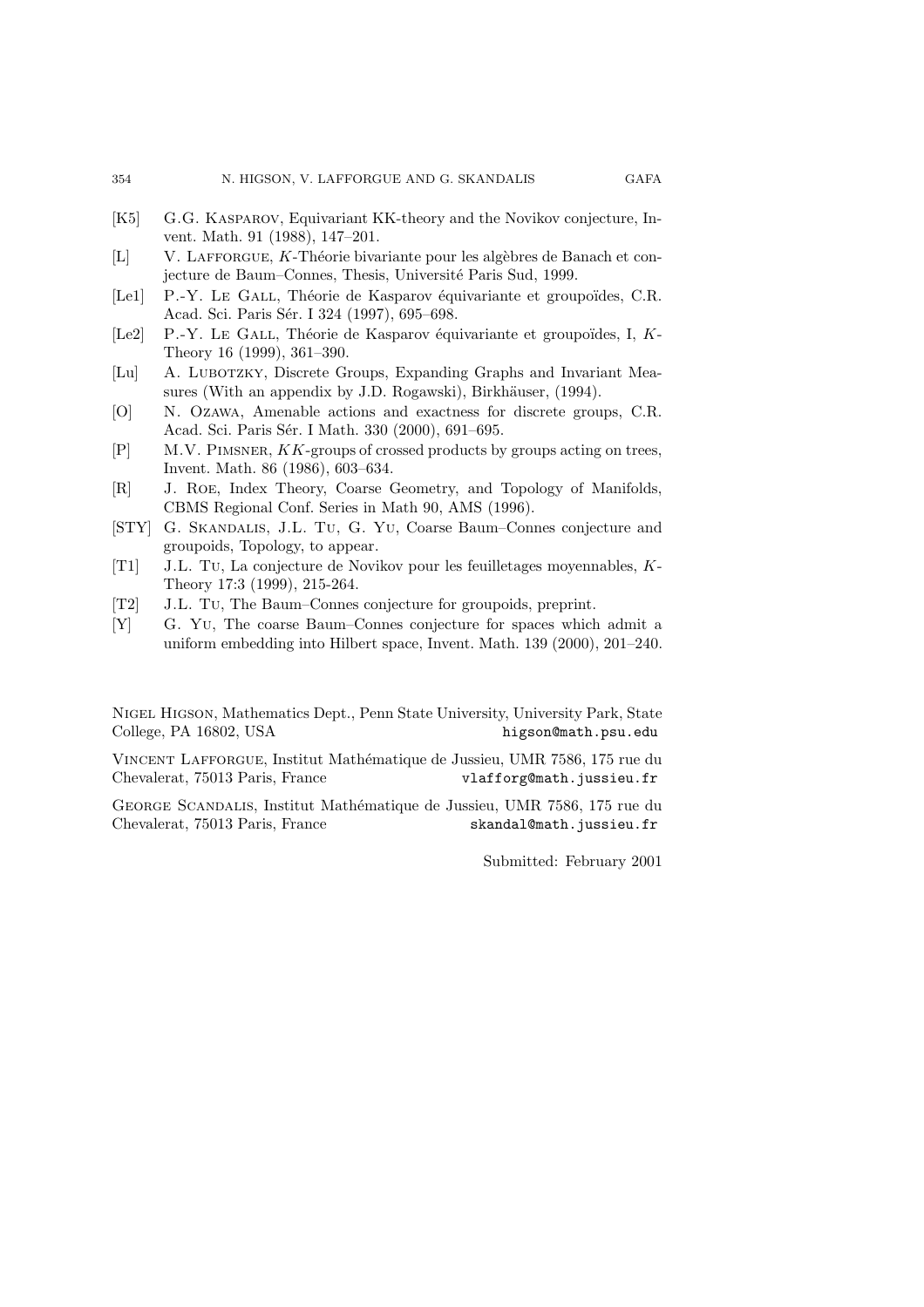[K5] G.G. Kasparov, Equivariant KK-theory and the Novikov conjecture, Invent. Math. 91 (1988), 147–201.

[L] V. Lafforgue, $K$-Théorie bivariante pour les algèbres de Banach et conjecture de Baum–Connes, Thesis, Université Paris Sud, 1999.

[Le1] P.-Y. Le Gall, Théorie de Kasparov équivariante et groupoïdes, C.R. Acad. Sci. Paris Sér. I 324 (1997), 695–698.

[Le2] P.-Y. Le Gall, Théorie de Kasparov équivariante et groupoïdes, I, $K$-Theory 16 (1999), 361–390.

[Lu] A. Lubotzky, Discrete Groups, Expanding Graphs and Invariant Measures (With an appendix by J.D. Rogawski), Birkhäuser, (1994).

[O] N. Ozawa, Amenable actions and exactness for discrete groups, C.R. Acad. Sci. Paris Sér. I Math. 330 (2000), 691–695.

[P] M.V. Pimsner, $KK$-groups of crossed products by groups acting on trees, Invent. Math. 86 (1986), 603–634.

[R] J. Roe, Index Theory, Coarse Geometry, and Topology of Manifolds, CBMS Regional Conf. Series in Math 90, AMS (1996).

[STY] G. Skandalis, J.L. Tu, G. Yu, Coarse Baum–Connes conjecture and groupoids, Topology, to appear.

[T1] J.L. Tu, La conjecture de Novikov pour les feuilletages moyennables, $K$-Theory 17:3 (1999), 215-264.

[T2] J.L. Tu, The Baum–Connes conjecture for groupoids, preprint.

[Y] G. Yu, The coarse Baum–Connes conjecture for spaces which admit a uniform embedding into Hilbert space, Invent. Math. 139 (2000), 201–240.

Nigel Higson, Mathematics Dept., Penn State University, University Park, State College, PA 16802, USA higson@math.psu.edu

Vincent Lafforgue, Institut Mathématique de Jussieu, UMR 7586, 175 rue du Chevalerat, 75013 Paris, France vlafforg@math.jussieu.fr

George Scandalis, Institut Mathématique de Jussieu, UMR 7586, 175 rue du Chevalerat, 75013 Paris, France skandal@math.jussieu.fr

Submitted: February 2001